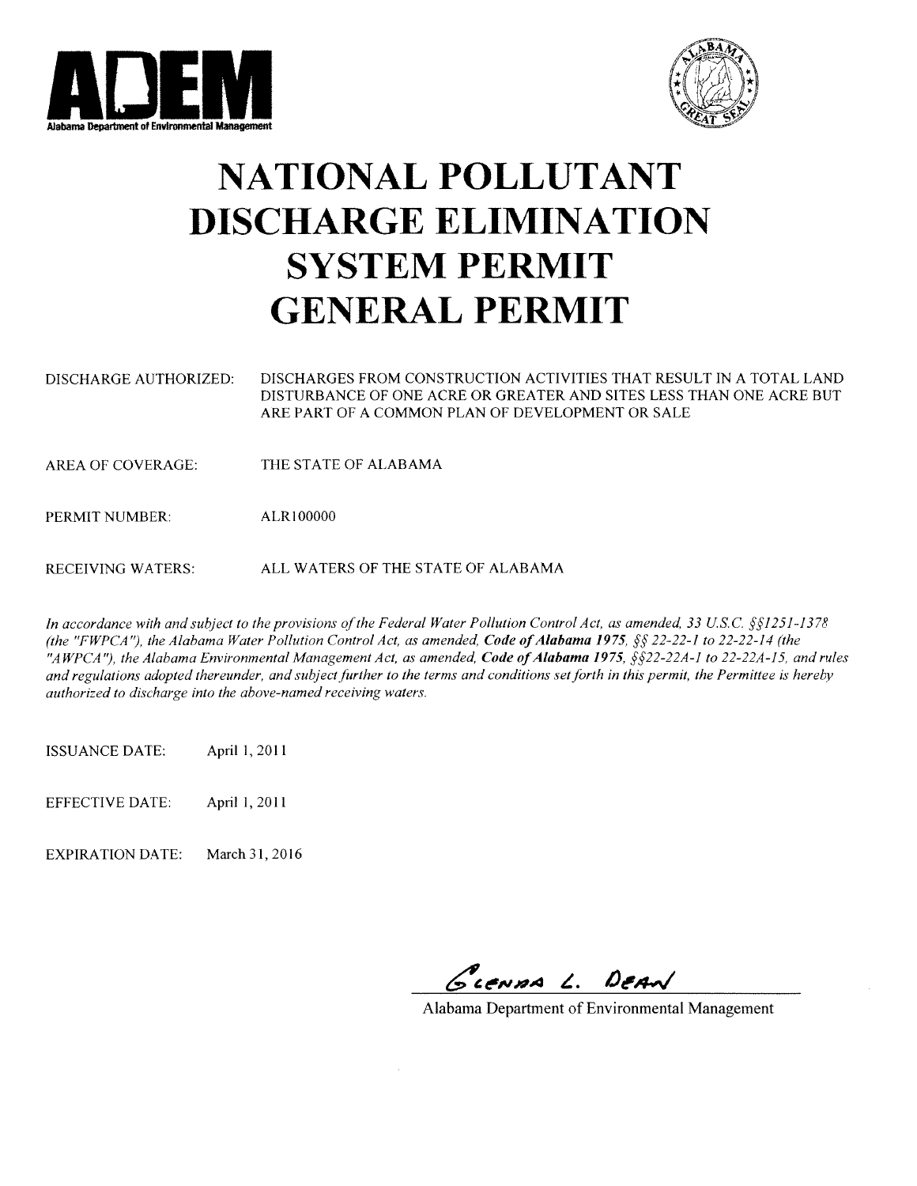ADEM

Alabama Department of Environmental Management

# NATIONAL POLLUTANT DISCHARGE ELIMINATION SYSTEM PERMIT GENERAL PERMIT

DISCHARGE AUTHORIZED: DISCHARGES FROM CONSTRUCTION ACTIVITIES THAT RESULT IN A TOTAL LAND DISTURBANCE OF ONE ACRE OR GREATER AND SITES LESS THAN ONE ACRE BUT ARE PART OF A COMMON PLAN OF DEVELOPMENT OR SALE

AREA OF COVERAGE: THE STATE OF ALABAMA

PERMIT NUMBER: ALR100000

RECEIVING WATERS: ALL WATERS OF THE STATE OF ALABAMA

*In accordance with and subject to the provisions of the Federal Water Pollution Control Act, as amended, 33 U.S.C. §§1251-1378 (the "FWPCA"), the Alabama Water Pollution Control Act, as amended,* ***Code of Alabama 1975****, §§ 22-22-1 to 22-22-14 (the "AWPCA"), the Alabama Environmental Management Act, as amended,* ***Code of Alabama 1975****, §§22-22A-1 to 22-22A-15, and rules and regulations adopted thereunder, and subject further to the terms and conditions set forth in this permit, the Permittee is hereby authorized to discharge into the above-named receiving waters.*

ISSUANCE DATE: April 1, 2011

EFFECTIVE DATE: April 1, 2011

EXPIRATION DATE: March 31, 2016

Glenda L. Dean

Alabama Department of Environmental Management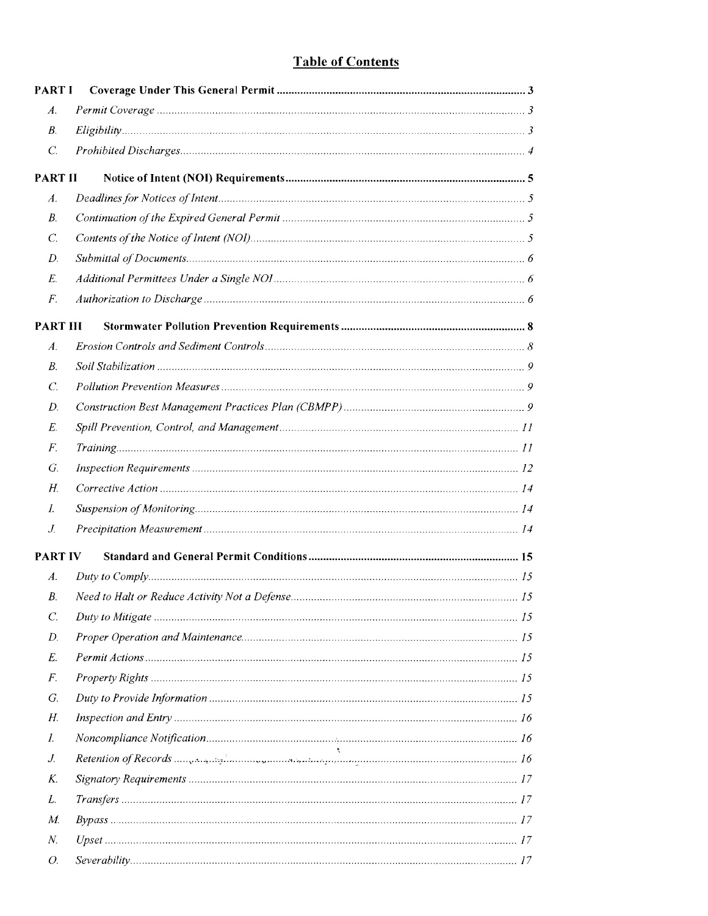# Table of Contents

**PART I Coverage Under This General Permit** ..... 3

- *A. Permit Coverage* ..... 3
- *B. Eligibility* ..... 3
- *C. Prohibited Discharges* ..... 4

**PART II Notice of Intent (NOI) Requirements** ..... 5

- *A. Deadlines for Notices of Intent* ..... 5
- *B. Continuation of the Expired General Permit* ..... 5
- *C. Contents of the Notice of Intent (NOI)* ..... 5
- *D. Submittal of Documents* ..... 6
- *E. Additional Permittees Under a Single NOI* ..... 6
- *F. Authorization to Discharge* ..... 6

**PART III Stormwater Pollution Prevention Requirements** ..... 8

- *A. Erosion Controls and Sediment Controls* ..... 8
- *B. Soil Stabilization* ..... 9
- *C. Pollution Prevention Measures* ..... 9
- *D. Construction Best Management Practices Plan (CBMPP)* ..... 9
- *E. Spill Prevention, Control, and Management* ..... 11
- *F. Training* ..... 11
- *G. Inspection Requirements* ..... 12
- *H. Corrective Action* ..... 14
- *I. Suspension of Monitoring* ..... 14
- *J. Precipitation Measurement* ..... 14

**PART IV Standard and General Permit Conditions** ..... 15

- *A. Duty to Comply* ..... 15
- *B. Need to Halt or Reduce Activity Not a Defense* ..... 15
- *C. Duty to Mitigate* ..... 15
- *D. Proper Operation and Maintenance* ..... 15
- *E. Permit Actions* ..... 15
- *F. Property Rights* ..... 15
- *G. Duty to Provide Information* ..... 15
- *H. Inspection and Entry* ..... 16
- *I. Noncompliance Notification* ..... 16
- *J. Retention of Records* ..... 16
- *K. Signatory Requirements* ..... 17
- *L. Transfers* ..... 17
- *M. Bypass* ..... 17
- *N. Upset* ..... 17
- *O. Severability* ..... 17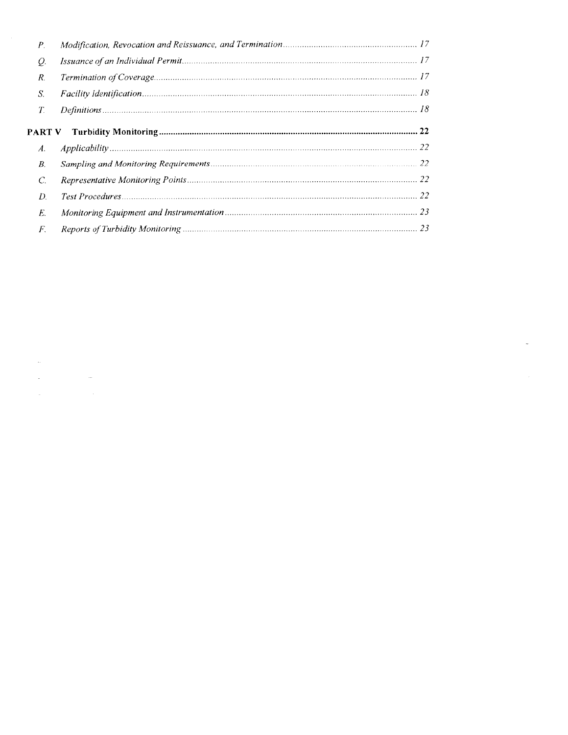| | | |
|---|---|---|
| *P.* | *Modification, Revocation and Reissuance, and Termination* | *17* |
| *Q.* | *Issuance of an Individual Permit* | *17* |
| *R.* | *Termination of Coverage* | *17* |
| *S.* | *Facility Identification* | *18* |
| *T.* | *Definitions* | *18* |
| **PART V** | **Turbidity Monitoring** | **22** |
| *A.* | *Applicability* | *22* |
| *B.* | *Sampling and Monitoring Requirements* | *22* |
| *C.* | *Representative Monitoring Points* | *22* |
| *D.* | *Test Procedures* | *22* |
| *E.* | *Monitoring Equipment and Instrumentation* | *23* |
| *F.* | *Reports of Turbidity Monitoring* | *23* |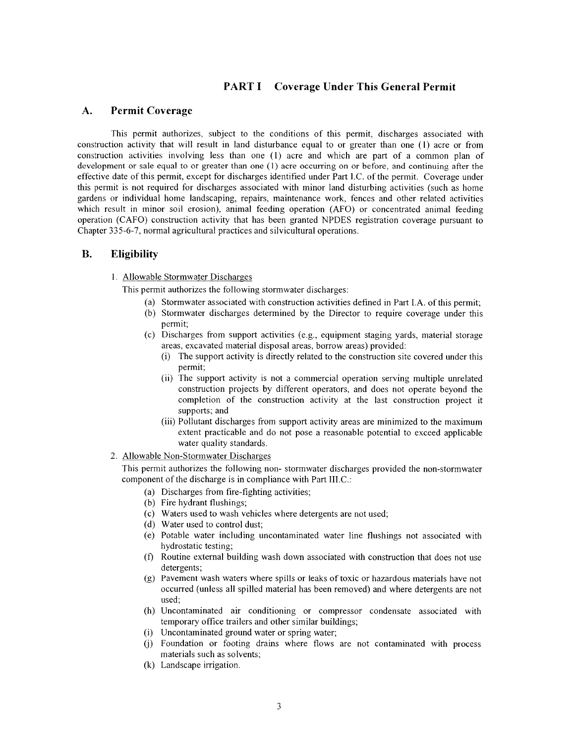# PART I Coverage Under This General Permit

## A. Permit Coverage

This permit authorizes, subject to the conditions of this permit, discharges associated with construction activity that will result in land disturbance equal to or greater than one (1) acre or from construction activities involving less than one (1) acre and which are part of a common plan of development or sale equal to or greater than one (1) acre occurring on or before, and continuing after the effective date of this permit, except for discharges identified under Part I.C. of the permit. Coverage under this permit is not required for discharges associated with minor land disturbing activities (such as home gardens or individual home landscaping, repairs, maintenance work, fences and other related activities which result in minor soil erosion), animal feeding operation (AFO) or concentrated animal feeding operation (CAFO) construction activity that has been granted NPDES registration coverage pursuant to Chapter 335-6-7, normal agricultural practices and silvicultural operations.

## B. Eligibility

1. Allowable Stormwater Discharges

   This permit authorizes the following stormwater discharges:

   (a) Stormwater associated with construction activities defined in Part I.A. of this permit;

   (b) Stormwater discharges determined by the Director to require coverage under this permit;

   (c) Discharges from support activities (e.g., equipment staging yards, material storage areas, excavated material disposal areas, borrow areas) provided:

      (i) The support activity is directly related to the construction site covered under this permit;

      (ii) The support activity is not a commercial operation serving multiple unrelated construction projects by different operators, and does not operate beyond the completion of the construction activity at the last construction project it supports; and

      (iii) Pollutant discharges from support activity areas are minimized to the maximum extent practicable and do not pose a reasonable potential to exceed applicable water quality standards.

2. Allowable Non-Stormwater Discharges

   This permit authorizes the following non- stormwater discharges provided the non-stormwater component of the discharge is in compliance with Part III.C.:

   (a) Discharges from fire-fighting activities;

   (b) Fire hydrant flushings;

   (c) Waters used to wash vehicles where detergents are not used;

   (d) Water used to control dust;

   (e) Potable water including uncontaminated water line flushings not associated with hydrostatic testing;

   (f) Routine external building wash down associated with construction that does not use detergents;

   (g) Pavement wash waters where spills or leaks of toxic or hazardous materials have not occurred (unless all spilled material has been removed) and where detergents are not used;

   (h) Uncontaminated air conditioning or compressor condensate associated with temporary office trailers and other similar buildings;

   (i) Uncontaminated ground water or spring water;

   (j) Foundation or footing drains where flows are not contaminated with process materials such as solvents;

   (k) Landscape irrigation.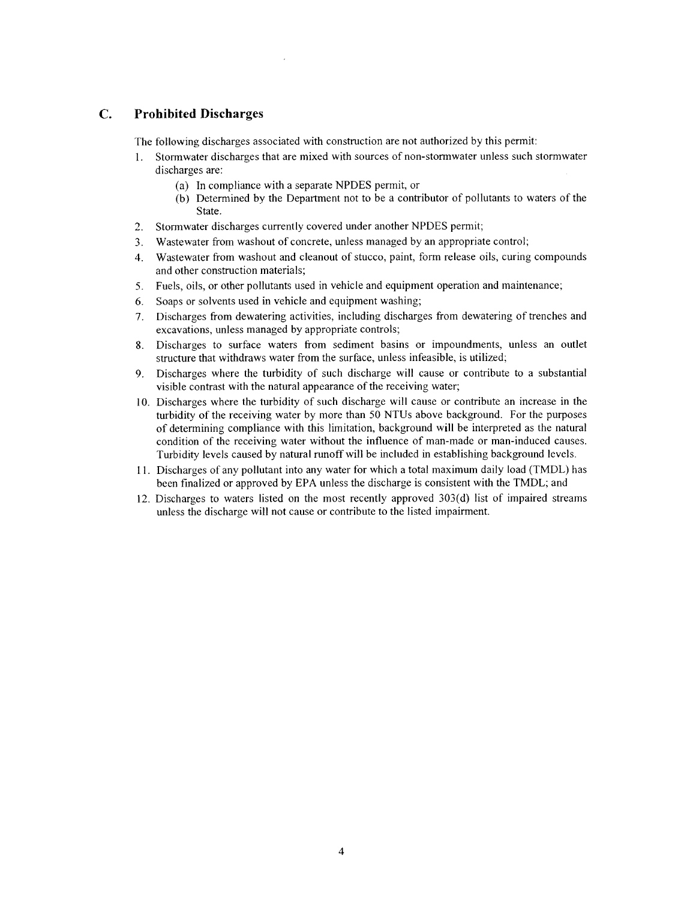## C. Prohibited Discharges

The following discharges associated with construction are not authorized by this permit:

1. Stormwater discharges that are mixed with sources of non-stormwater unless such stormwater discharges are:
   - (a) In compliance with a separate NPDES permit, or
   - (b) Determined by the Department not to be a contributor of pollutants to waters of the State.
2. Stormwater discharges currently covered under another NPDES permit;
3. Wastewater from washout of concrete, unless managed by an appropriate control;
4. Wastewater from washout and cleanout of stucco, paint, form release oils, curing compounds and other construction materials;
5. Fuels, oils, or other pollutants used in vehicle and equipment operation and maintenance;
6. Soaps or solvents used in vehicle and equipment washing;
7. Discharges from dewatering activities, including discharges from dewatering of trenches and excavations, unless managed by appropriate controls;
8. Discharges to surface waters from sediment basins or impoundments, unless an outlet structure that withdraws water from the surface, unless infeasible, is utilized;
9. Discharges where the turbidity of such discharge will cause or contribute to a substantial visible contrast with the natural appearance of the receiving water;
10. Discharges where the turbidity of such discharge will cause or contribute an increase in the turbidity of the receiving water by more than 50 NTUs above background. For the purposes of determining compliance with this limitation, background will be interpreted as the natural condition of the receiving water without the influence of man-made or man-induced causes. Turbidity levels caused by natural runoff will be included in establishing background levels.
11. Discharges of any pollutant into any water for which a total maximum daily load (TMDL) has been finalized or approved by EPA unless the discharge is consistent with the TMDL; and
12. Discharges to waters listed on the most recently approved 303(d) list of impaired streams unless the discharge will not cause or contribute to the listed impairment.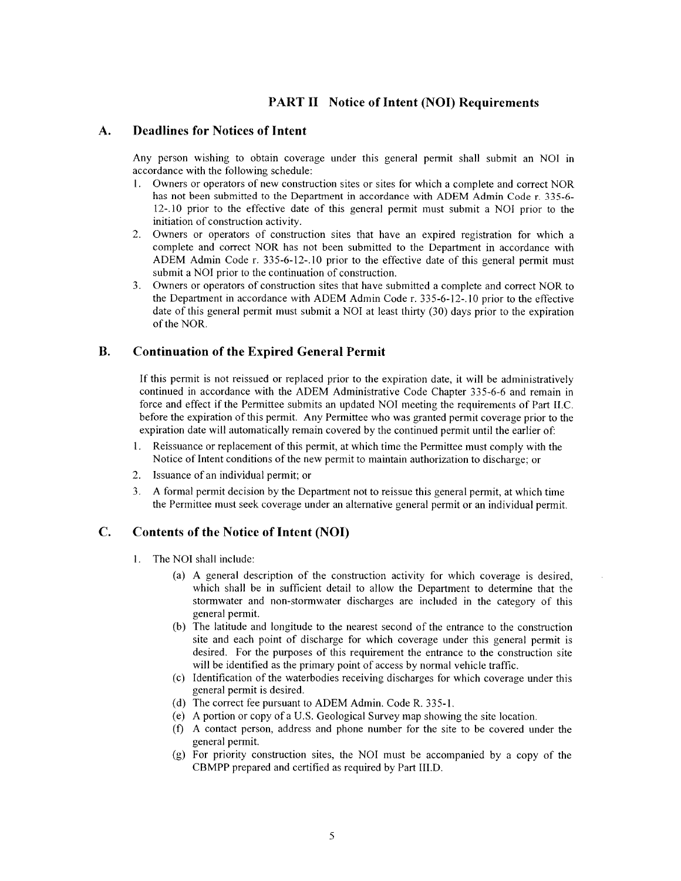# PART II Notice of Intent (NOI) Requirements

## A. Deadlines for Notices of Intent

Any person wishing to obtain coverage under this general permit shall submit an NOI in accordance with the following schedule:

1. Owners or operators of new construction sites or sites for which a complete and correct NOR has not been submitted to the Department in accordance with ADEM Admin Code r. 335-6-12-.10 prior to the effective date of this general permit must submit a NOI prior to the initiation of construction activity.
2. Owners or operators of construction sites that have an expired registration for which a complete and correct NOR has not been submitted to the Department in accordance with ADEM Admin Code r. 335-6-12-.10 prior to the effective date of this general permit must submit a NOI prior to the continuation of construction.
3. Owners or operators of construction sites that have submitted a complete and correct NOR to the Department in accordance with ADEM Admin Code r. 335-6-12-.10 prior to the effective date of this general permit must submit a NOI at least thirty (30) days prior to the expiration of the NOR.

## B. Continuation of the Expired General Permit

If this permit is not reissued or replaced prior to the expiration date, it will be administratively continued in accordance with the ADEM Administrative Code Chapter 335-6-6 and remain in force and effect if the Permittee submits an updated NOI meeting the requirements of Part II.C. before the expiration of this permit. Any Permittee who was granted permit coverage prior to the expiration date will automatically remain covered by the continued permit until the earlier of:

1. Reissuance or replacement of this permit, at which time the Permittee must comply with the Notice of Intent conditions of the new permit to maintain authorization to discharge; or
2. Issuance of an individual permit; or
3. A formal permit decision by the Department not to reissue this general permit, at which time the Permittee must seek coverage under an alternative general permit or an individual permit.

## C. Contents of the Notice of Intent (NOI)

1. The NOI shall include:
   - (a) A general description of the construction activity for which coverage is desired, which shall be in sufficient detail to allow the Department to determine that the stormwater and non-stormwater discharges are included in the category of this general permit.
   - (b) The latitude and longitude to the nearest second of the entrance to the construction site and each point of discharge for which coverage under this general permit is desired. For the purposes of this requirement the entrance to the construction site will be identified as the primary point of access by normal vehicle traffic.
   - (c) Identification of the waterbodies receiving discharges for which coverage under this general permit is desired.
   - (d) The correct fee pursuant to ADEM Admin. Code R. 335-1.
   - (e) A portion or copy of a U.S. Geological Survey map showing the site location.
   - (f) A contact person, address and phone number for the site to be covered under the general permit.
   - (g) For priority construction sites, the NOI must be accompanied by a copy of the CBMPP prepared and certified as required by Part III.D.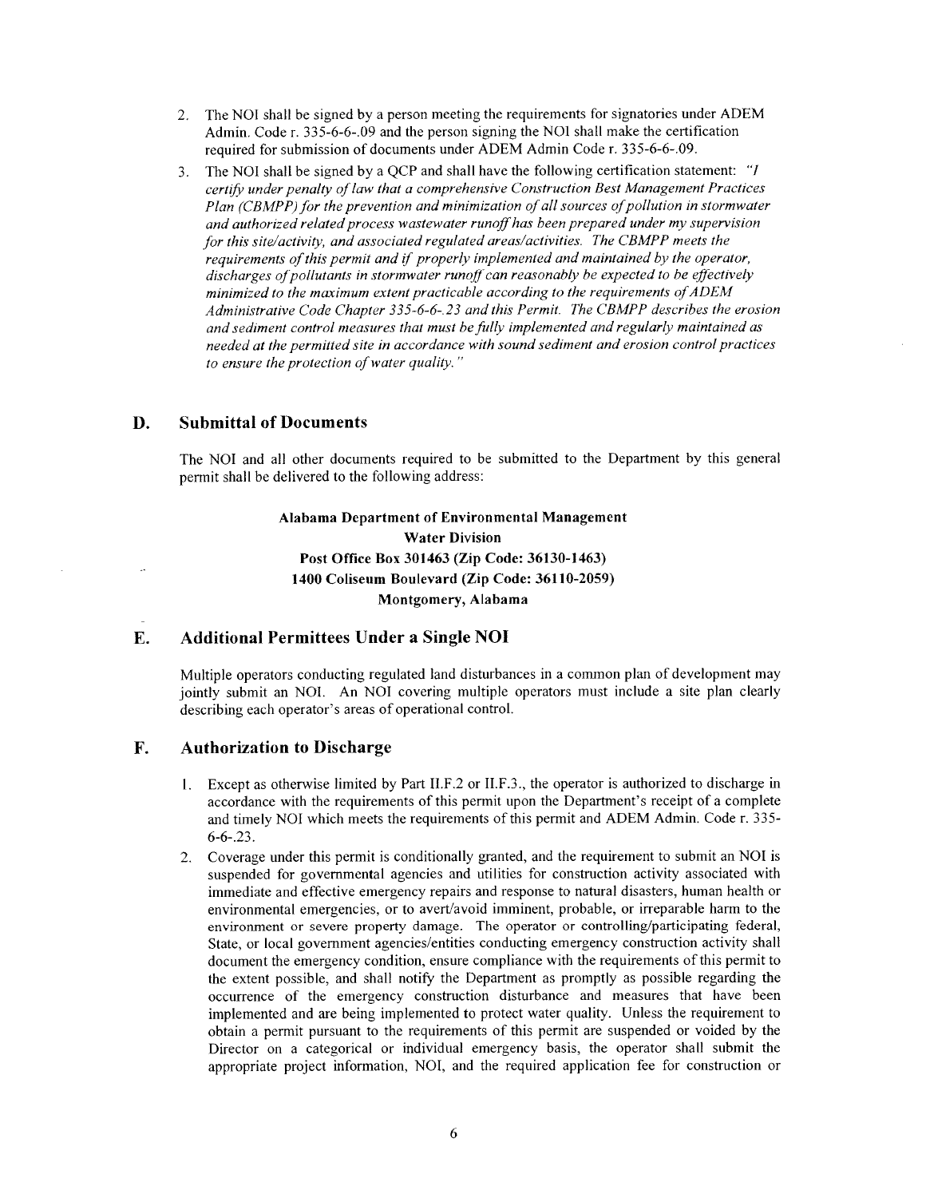2. The NOI shall be signed by a person meeting the requirements for signatories under ADEM Admin. Code r. 335-6-6-.09 and the person signing the NOI shall make the certification required for submission of documents under ADEM Admin Code r. 335-6-6-.09.
3. The NOI shall be signed by a QCP and shall have the following certification statement: *"I certify under penalty of law that a comprehensive Construction Best Management Practices Plan (CBMPP) for the prevention and minimization of all sources of pollution in stormwater and authorized related process wastewater runoff has been prepared under my supervision for this site/activity, and associated regulated areas/activities. The CBMPP meets the requirements of this permit and if properly implemented and maintained by the operator, discharges of pollutants in stormwater runoff can reasonably be expected to be effectively minimized to the maximum extent practicable according to the requirements of ADEM Administrative Code Chapter 335-6-6-.23 and this Permit. The CBMPP describes the erosion and sediment control measures that must be fully implemented and regularly maintained as needed at the permitted site in accordance with sound sediment and erosion control practices to ensure the protection of water quality."*

## D. Submittal of Documents

The NOI and all other documents required to be submitted to the Department by this general permit shall be delivered to the following address:

**Alabama Department of Environmental Management**
**Water Division**
**Post Office Box 301463 (Zip Code: 36130-1463)**
**1400 Coliseum Boulevard (Zip Code: 36110-2059)**
**Montgomery, Alabama**

## E. Additional Permittees Under a Single NOI

Multiple operators conducting regulated land disturbances in a common plan of development may jointly submit an NOI. An NOI covering multiple operators must include a site plan clearly describing each operator's areas of operational control.

## F. Authorization to Discharge

1. Except as otherwise limited by Part II.F.2 or II.F.3., the operator is authorized to discharge in accordance with the requirements of this permit upon the Department's receipt of a complete and timely NOI which meets the requirements of this permit and ADEM Admin. Code r. 335-6-6-.23.
2. Coverage under this permit is conditionally granted, and the requirement to submit an NOI is suspended for governmental agencies and utilities for construction activity associated with immediate and effective emergency repairs and response to natural disasters, human health or environmental emergencies, or to avert/avoid imminent, probable, or irreparable harm to the environment or severe property damage. The operator or controlling/participating federal, State, or local government agencies/entities conducting emergency construction activity shall document the emergency condition, ensure compliance with the requirements of this permit to the extent possible, and shall notify the Department as promptly as possible regarding the occurrence of the emergency construction disturbance and measures that have been implemented and are being implemented to protect water quality. Unless the requirement to obtain a permit pursuant to the requirements of this permit are suspended or voided by the Director on a categorical or individual emergency basis, the operator shall submit the appropriate project information, NOI, and the required application fee for construction or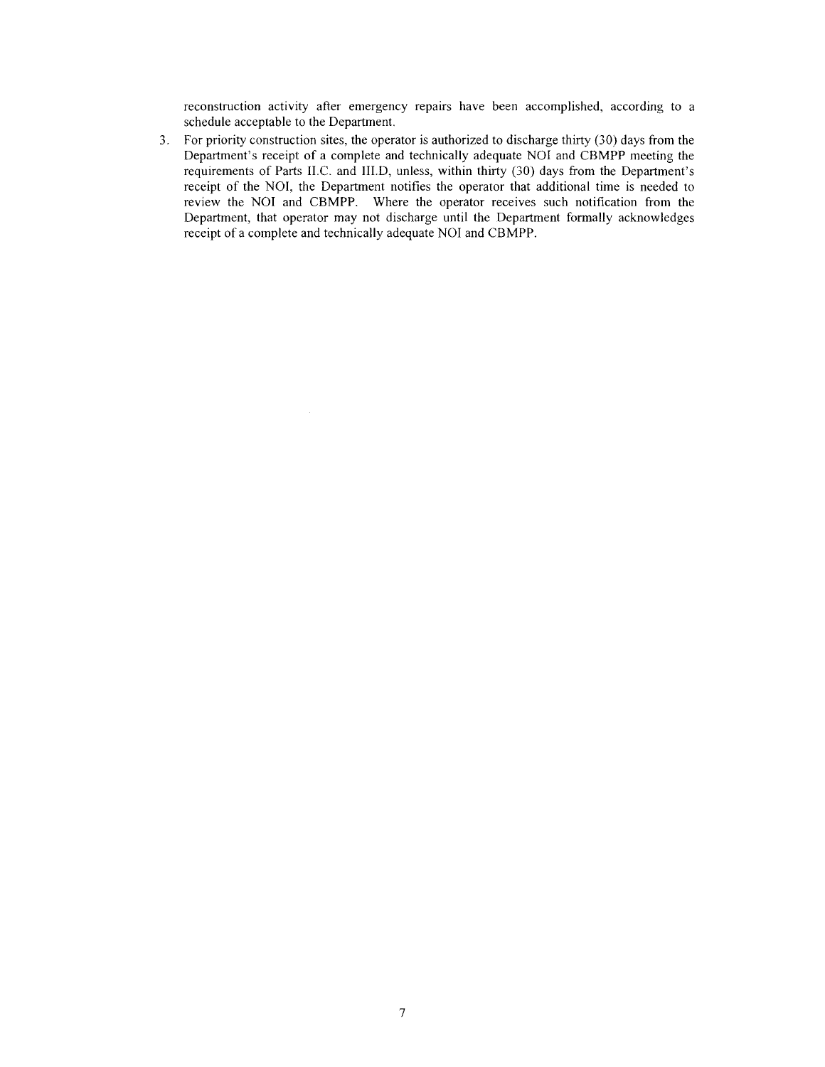reconstruction activity after emergency repairs have been accomplished, according to a schedule acceptable to the Department.

3. For priority construction sites, the operator is authorized to discharge thirty (30) days from the Department's receipt of a complete and technically adequate NOI and CBMPP meeting the requirements of Parts II.C. and III.D, unless, within thirty (30) days from the Department's receipt of the NOI, the Department notifies the operator that additional time is needed to review the NOI and CBMPP. Where the operator receives such notification from the Department, that operator may not discharge until the Department formally acknowledges receipt of a complete and technically adequate NOI and CBMPP.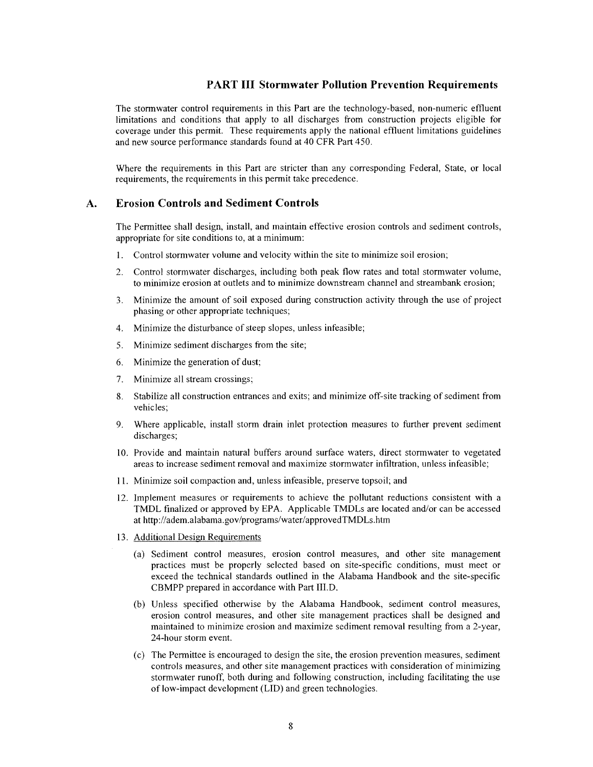## PART III Stormwater Pollution Prevention Requirements

The stormwater control requirements in this Part are the technology-based, non-numeric effluent limitations and conditions that apply to all discharges from construction projects eligible for coverage under this permit. These requirements apply the national effluent limitations guidelines and new source performance standards found at 40 CFR Part 450.

Where the requirements in this Part are stricter than any corresponding Federal, State, or local requirements, the requirements in this permit take precedence.

### A. Erosion Controls and Sediment Controls

The Permittee shall design, install, and maintain effective erosion controls and sediment controls, appropriate for site conditions to, at a minimum:

1. Control stormwater volume and velocity within the site to minimize soil erosion;
2. Control stormwater discharges, including both peak flow rates and total stormwater volume, to minimize erosion at outlets and to minimize downstream channel and streambank erosion;
3. Minimize the amount of soil exposed during construction activity through the use of project phasing or other appropriate techniques;
4. Minimize the disturbance of steep slopes, unless infeasible;
5. Minimize sediment discharges from the site;
6. Minimize the generation of dust;
7. Minimize all stream crossings;
8. Stabilize all construction entrances and exits; and minimize off-site tracking of sediment from vehicles;
9. Where applicable, install storm drain inlet protection measures to further prevent sediment discharges;
10. Provide and maintain natural buffers around surface waters, direct stormwater to vegetated areas to increase sediment removal and maximize stormwater infiltration, unless infeasible;
11. Minimize soil compaction and, unless infeasible, preserve topsoil; and
12. Implement measures or requirements to achieve the pollutant reductions consistent with a TMDL finalized or approved by EPA. Applicable TMDLs are located and/or can be accessed at http://adem.alabama.gov/programs/water/approvedTMDLs.htm
13. Additional Design Requirements
    - (a) Sediment control measures, erosion control measures, and other site management practices must be properly selected based on site-specific conditions, must meet or exceed the technical standards outlined in the Alabama Handbook and the site-specific CBMPP prepared in accordance with Part III.D.
    - (b) Unless specified otherwise by the Alabama Handbook, sediment control measures, erosion control measures, and other site management practices shall be designed and maintained to minimize erosion and maximize sediment removal resulting from a 2-year, 24-hour storm event.
    - (c) The Permittee is encouraged to design the site, the erosion prevention measures, sediment controls measures, and other site management practices with consideration of minimizing stormwater runoff, both during and following construction, including facilitating the use of low-impact development (LID) and green technologies.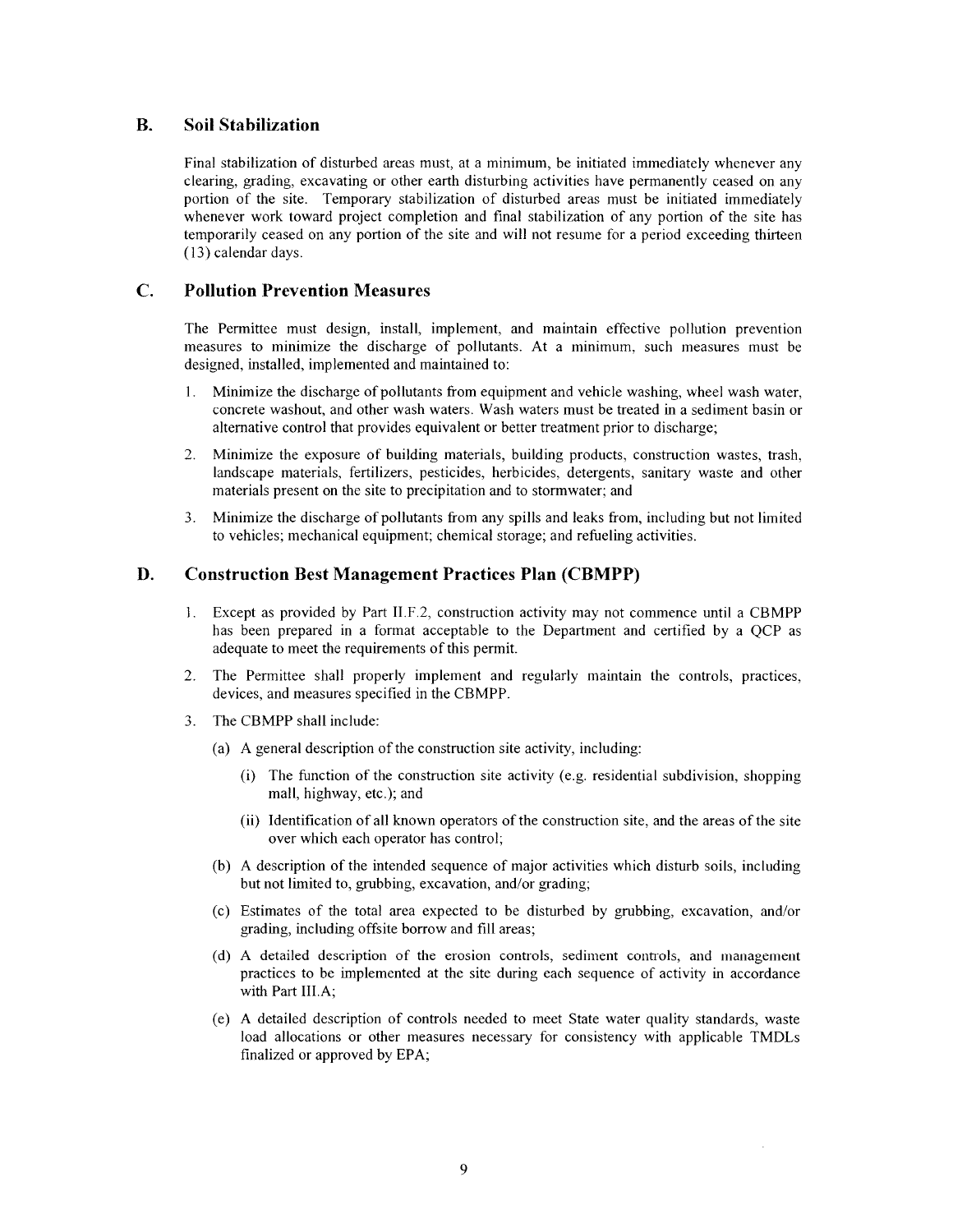## B. Soil Stabilization

Final stabilization of disturbed areas must, at a minimum, be initiated immediately whenever any clearing, grading, excavating or other earth disturbing activities have permanently ceased on any portion of the site. Temporary stabilization of disturbed areas must be initiated immediately whenever work toward project completion and final stabilization of any portion of the site has temporarily ceased on any portion of the site and will not resume for a period exceeding thirteen (13) calendar days.

## C. Pollution Prevention Measures

The Permittee must design, install, implement, and maintain effective pollution prevention measures to minimize the discharge of pollutants. At a minimum, such measures must be designed, installed, implemented and maintained to:

1. Minimize the discharge of pollutants from equipment and vehicle washing, wheel wash water, concrete washout, and other wash waters. Wash waters must be treated in a sediment basin or alternative control that provides equivalent or better treatment prior to discharge;
2. Minimize the exposure of building materials, building products, construction wastes, trash, landscape materials, fertilizers, pesticides, herbicides, detergents, sanitary waste and other materials present on the site to precipitation and to stormwater; and
3. Minimize the discharge of pollutants from any spills and leaks from, including but not limited to vehicles; mechanical equipment; chemical storage; and refueling activities.

## D. Construction Best Management Practices Plan (CBMPP)

1. Except as provided by Part II.F.2, construction activity may not commence until a CBMPP has been prepared in a format acceptable to the Department and certified by a QCP as adequate to meet the requirements of this permit.
2. The Permittee shall properly implement and regularly maintain the controls, practices, devices, and measures specified in the CBMPP.
3. The CBMPP shall include:
   - (a) A general description of the construction site activity, including:
     - (i) The function of the construction site activity (e.g. residential subdivision, shopping mall, highway, etc.); and
     - (ii) Identification of all known operators of the construction site, and the areas of the site over which each operator has control;
   - (b) A description of the intended sequence of major activities which disturb soils, including but not limited to, grubbing, excavation, and/or grading;
   - (c) Estimates of the total area expected to be disturbed by grubbing, excavation, and/or grading, including offsite borrow and fill areas;
   - (d) A detailed description of the erosion controls, sediment controls, and management practices to be implemented at the site during each sequence of activity in accordance with Part III.A;
   - (e) A detailed description of controls needed to meet State water quality standards, waste load allocations or other measures necessary for consistency with applicable TMDLs finalized or approved by EPA;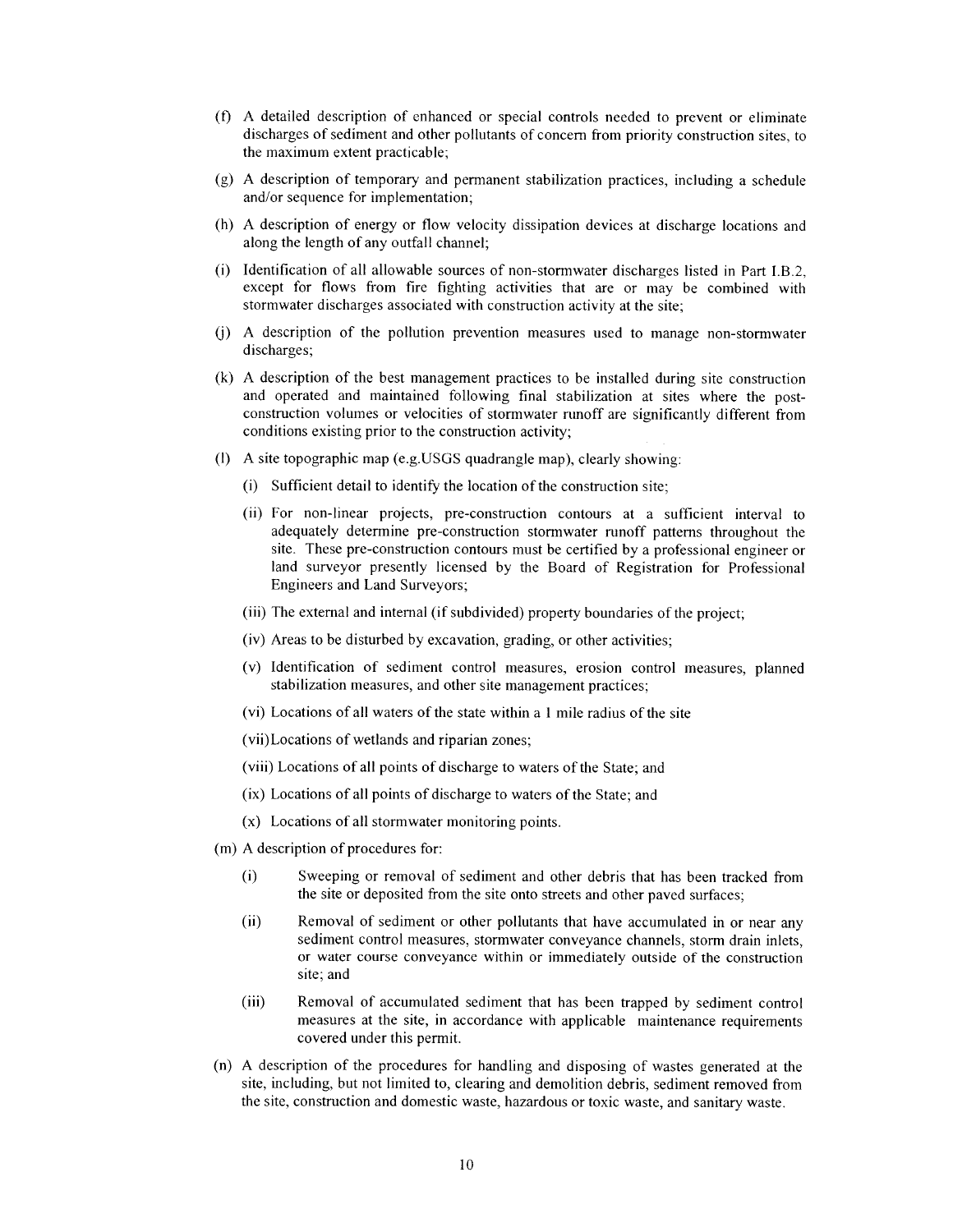(f) A detailed description of enhanced or special controls needed to prevent or eliminate discharges of sediment and other pollutants of concern from priority construction sites, to the maximum extent practicable;

(g) A description of temporary and permanent stabilization practices, including a schedule and/or sequence for implementation;

(h) A description of energy or flow velocity dissipation devices at discharge locations and along the length of any outfall channel;

(i) Identification of all allowable sources of non-stormwater discharges listed in Part I.B.2, except for flows from fire fighting activities that are or may be combined with stormwater discharges associated with construction activity at the site;

(j) A description of the pollution prevention measures used to manage non-stormwater discharges;

(k) A description of the best management practices to be installed during site construction and operated and maintained following final stabilization at sites where the post-construction volumes or velocities of stormwater runoff are significantly different from conditions existing prior to the construction activity;

(l) A site topographic map (e.g.USGS quadrangle map), clearly showing:

   (i) Sufficient detail to identify the location of the construction site;

   (ii) For non-linear projects, pre-construction contours at a sufficient interval to adequately determine pre-construction stormwater runoff patterns throughout the site. These pre-construction contours must be certified by a professional engineer or land surveyor presently licensed by the Board of Registration for Professional Engineers and Land Surveyors;

   (iii) The external and internal (if subdivided) property boundaries of the project;

   (iv) Areas to be disturbed by excavation, grading, or other activities;

   (v) Identification of sediment control measures, erosion control measures, planned stabilization measures, and other site management practices;

   (vi) Locations of all waters of the state within a 1 mile radius of the site

   (vii) Locations of wetlands and riparian zones;

   (viii) Locations of all points of discharge to waters of the State; and

   (ix) Locations of all points of discharge to waters of the State; and

   (x) Locations of all stormwater monitoring points.

(m) A description of procedures for:

   (i) Sweeping or removal of sediment and other debris that has been tracked from the site or deposited from the site onto streets and other paved surfaces;

   (ii) Removal of sediment or other pollutants that have accumulated in or near any sediment control measures, stormwater conveyance channels, storm drain inlets, or water course conveyance within or immediately outside of the construction site; and

   (iii) Removal of accumulated sediment that has been trapped by sediment control measures at the site, in accordance with applicable maintenance requirements covered under this permit.

(n) A description of the procedures for handling and disposing of wastes generated at the site, including, but not limited to, clearing and demolition debris, sediment removed from the site, construction and domestic waste, hazardous or toxic waste, and sanitary waste.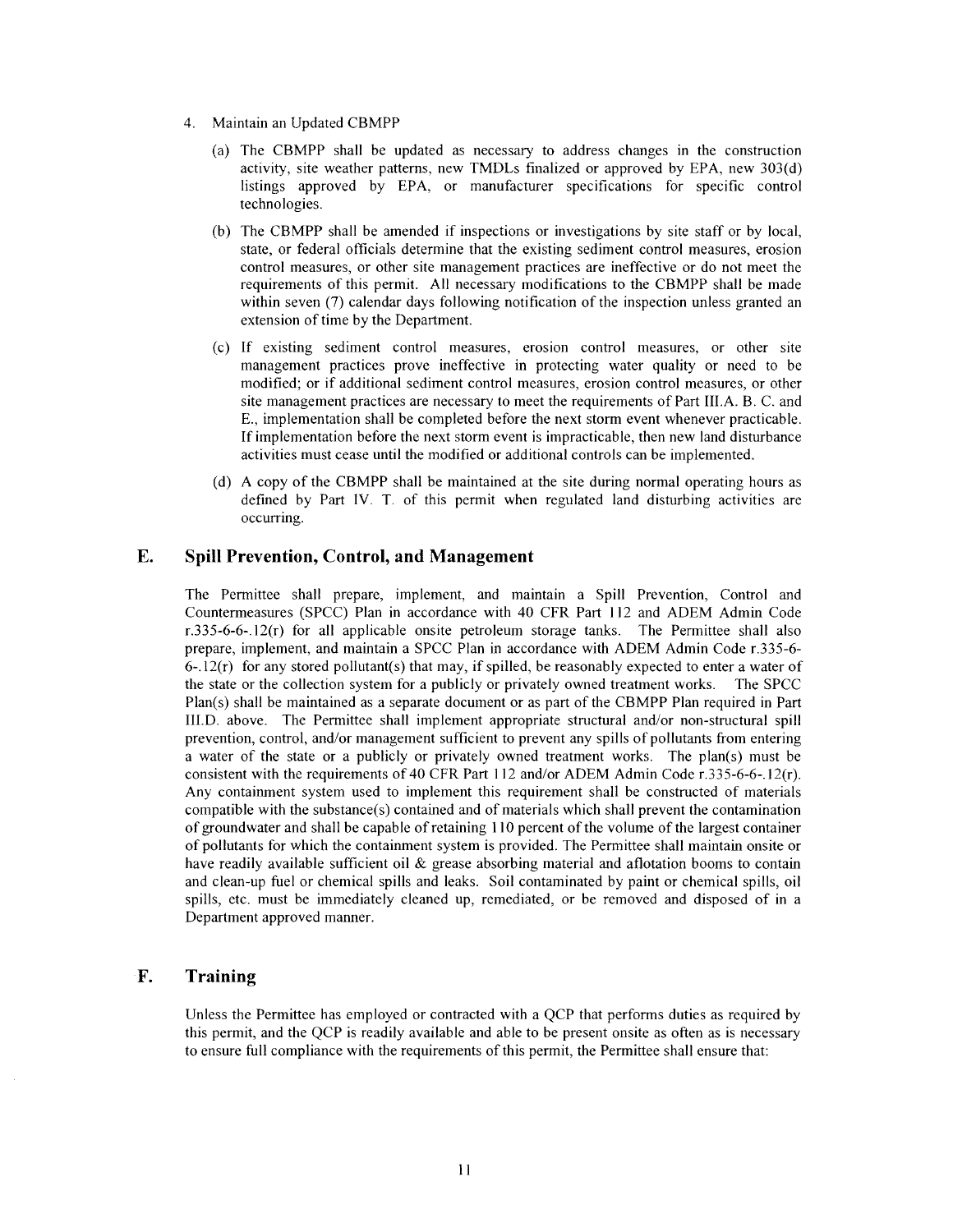4. Maintain an Updated CBMPP

   (a) The CBMPP shall be updated as necessary to address changes in the construction activity, site weather patterns, new TMDLs finalized or approved by EPA, new 303(d) listings approved by EPA, or manufacturer specifications for specific control technologies.

   (b) The CBMPP shall be amended if inspections or investigations by site staff or by local, state, or federal officials determine that the existing sediment control measures, erosion control measures, or other site management practices are ineffective or do not meet the requirements of this permit. All necessary modifications to the CBMPP shall be made within seven (7) calendar days following notification of the inspection unless granted an extension of time by the Department.

   (c) If existing sediment control measures, erosion control measures, or other site management practices prove ineffective in protecting water quality or need to be modified; or if additional sediment control measures, erosion control measures, or other site management practices are necessary to meet the requirements of Part III.A. B. C. and E., implementation shall be completed before the next storm event whenever practicable. If implementation before the next storm event is impracticable, then new land disturbance activities must cease until the modified or additional controls can be implemented.

   (d) A copy of the CBMPP shall be maintained at the site during normal operating hours as defined by Part IV. T. of this permit when regulated land disturbing activities are occurring.

## E. Spill Prevention, Control, and Management

The Permittee shall prepare, implement, and maintain a Spill Prevention, Control and Countermeasures (SPCC) Plan in accordance with 40 CFR Part 112 and ADEM Admin Code r.335-6-6-.12(r) for all applicable onsite petroleum storage tanks. The Permittee shall also prepare, implement, and maintain a SPCC Plan in accordance with ADEM Admin Code r.335-6-6-.12(r) for any stored pollutant(s) that may, if spilled, be reasonably expected to enter a water of the state or the collection system for a publicly or privately owned treatment works. The SPCC Plan(s) shall be maintained as a separate document or as part of the CBMPP Plan required in Part III.D. above. The Permittee shall implement appropriate structural and/or non-structural spill prevention, control, and/or management sufficient to prevent any spills of pollutants from entering a water of the state or a publicly or privately owned treatment works. The plan(s) must be consistent with the requirements of 40 CFR Part 112 and/or ADEM Admin Code r.335-6-6-.12(r). Any containment system used to implement this requirement shall be constructed of materials compatible with the substance(s) contained and of materials which shall prevent the contamination of groundwater and shall be capable of retaining 110 percent of the volume of the largest container of pollutants for which the containment system is provided. The Permittee shall maintain onsite or have readily available sufficient oil & grease absorbing material and aflotation booms to contain and clean-up fuel or chemical spills and leaks. Soil contaminated by paint or chemical spills, oil spills, etc. must be immediately cleaned up, remediated, or be removed and disposed of in a Department approved manner.

## F. Training

Unless the Permittee has employed or contracted with a QCP that performs duties as required by this permit, and the QCP is readily available and able to be present onsite as often as is necessary to ensure full compliance with the requirements of this permit, the Permittee shall ensure that: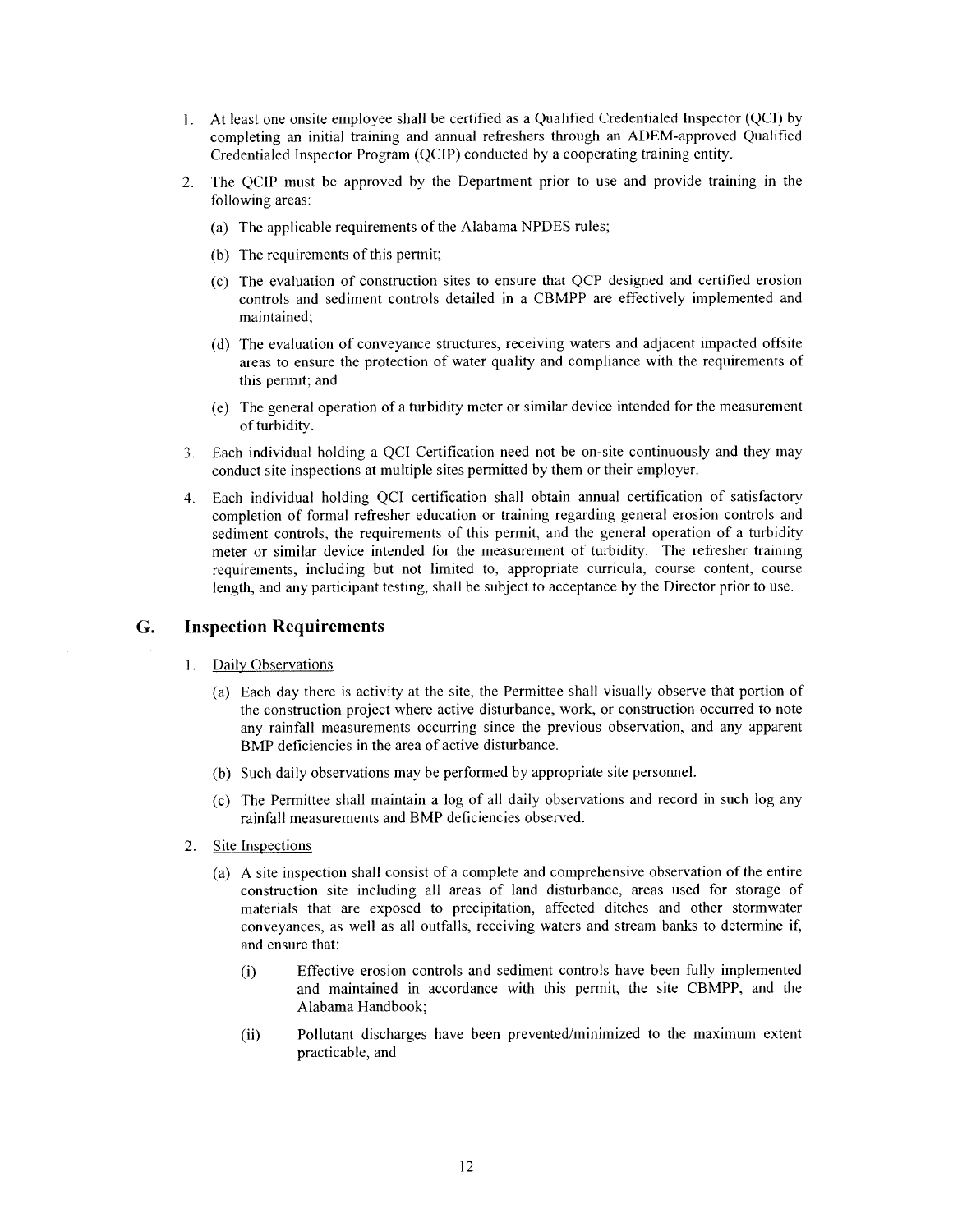1. At least one onsite employee shall be certified as a Qualified Credentialed Inspector (QCI) by completing an initial training and annual refreshers through an ADEM-approved Qualified Credentialed Inspector Program (QCIP) conducted by a cooperating training entity.

2. The QCIP must be approved by the Department prior to use and provide training in the following areas:

   (a) The applicable requirements of the Alabama NPDES rules;

   (b) The requirements of this permit;

   (c) The evaluation of construction sites to ensure that QCP designed and certified erosion controls and sediment controls detailed in a CBMPP are effectively implemented and maintained;

   (d) The evaluation of conveyance structures, receiving waters and adjacent impacted offsite areas to ensure the protection of water quality and compliance with the requirements of this permit; and

   (e) The general operation of a turbidity meter or similar device intended for the measurement of turbidity.

3. Each individual holding a QCI Certification need not be on-site continuously and they may conduct site inspections at multiple sites permitted by them or their employer.

4. Each individual holding QCI certification shall obtain annual certification of satisfactory completion of formal refresher education or training regarding general erosion controls and sediment controls, the requirements of this permit, and the general operation of a turbidity meter or similar device intended for the measurement of turbidity. The refresher training requirements, including but not limited to, appropriate curricula, course content, course length, and any participant testing, shall be subject to acceptance by the Director prior to use.

## G. Inspection Requirements

1. Daily Observations

   (a) Each day there is activity at the site, the Permittee shall visually observe that portion of the construction project where active disturbance, work, or construction occurred to note any rainfall measurements occurring since the previous observation, and any apparent BMP deficiencies in the area of active disturbance.

   (b) Such daily observations may be performed by appropriate site personnel.

   (c) The Permittee shall maintain a log of all daily observations and record in such log any rainfall measurements and BMP deficiencies observed.

2. Site Inspections

   (a) A site inspection shall consist of a complete and comprehensive observation of the entire construction site including all areas of land disturbance, areas used for storage of materials that are exposed to precipitation, affected ditches and other stormwater conveyances, as well as all outfalls, receiving waters and stream banks to determine if, and ensure that:

      (i) Effective erosion controls and sediment controls have been fully implemented and maintained in accordance with this permit, the site CBMPP, and the Alabama Handbook;

      (ii) Pollutant discharges have been prevented/minimized to the maximum extent practicable, and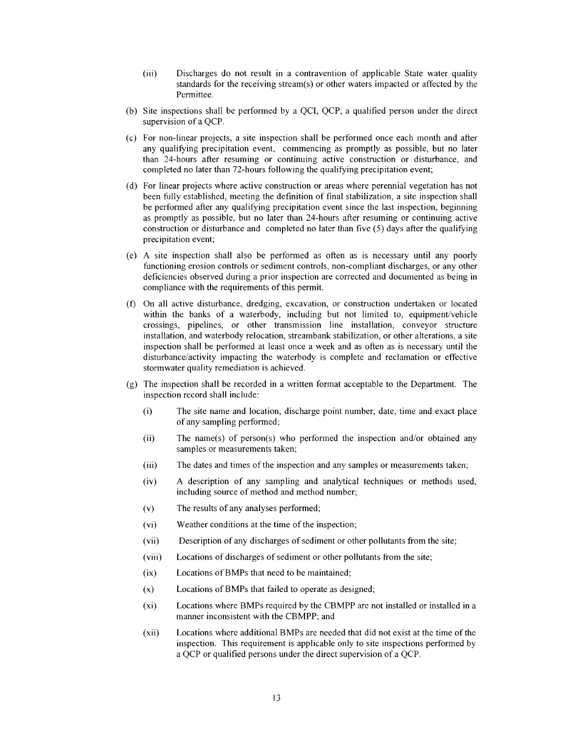(iii) Discharges do not result in a contravention of applicable State water quality standards for the receiving stream(s) or other waters impacted or affected by the Permittee.

(b) Site inspections shall be performed by a QCI, QCP, a qualified person under the direct supervision of a QCP.

(c) For non-linear projects, a site inspection shall be performed once each month and after any qualifying precipitation event, commencing as promptly as possible, but no later than 24-hours after resuming or continuing active construction or disturbance, and completed no later than 72-hours following the qualifying precipitation event;

(d) For linear projects where active construction or areas where perennial vegetation has not been fully established, meeting the definition of final stabilization, a site inspection shall be performed after any qualifying precipitation event since the last inspection, beginning as promptly as possible, but no later than 24-hours after resuming or continuing active construction or disturbance and completed no later than five (5) days after the qualifying precipitation event;

(e) A site inspection shall also be performed as often as is necessary until any poorly functioning erosion controls or sediment controls, non-compliant discharges, or any other deficiencies observed during a prior inspection are corrected and documented as being in compliance with the requirements of this permit.

(f) On all active disturbance, dredging, excavation, or construction undertaken or located within the banks of a waterbody, including but not limited to, equipment/vehicle crossings, pipelines, or other transmission line installation, conveyor structure installation, and waterbody relocation, streambank stabilization, or other alterations, a site inspection shall be performed at least once a week and as often as is necessary until the disturbance/activity impacting the waterbody is complete and reclamation or effective stormwater quality remediation is achieved.

(g) The inspection shall be recorded in a written format acceptable to the Department. The inspection record shall include:

(i) The site name and location, discharge point number, date, time and exact place of any sampling performed;

(ii) The name(s) of person(s) who performed the inspection and/or obtained any samples or measurements taken;

(iii) The dates and times of the inspection and any samples or measurements taken;

(iv) A description of any sampling and analytical techniques or methods used, including source of method and method number;

(v) The results of any analyses performed;

(vi) Weather conditions at the time of the inspection;

(vii) Description of any discharges of sediment or other pollutants from the site;

(viii) Locations of discharges of sediment or other pollutants from the site;

(ix) Locations of BMPs that need to be maintained;

(x) Locations of BMPs that failed to operate as designed;

(xi) Locations where BMPs required by the CBMPP are not installed or installed in a manner inconsistent with the CBMPP; and

(xii) Locations where additional BMPs are needed that did not exist at the time of the inspection. This requirement is applicable only to site inspections performed by a QCP or qualified persons under the direct supervision of a QCP.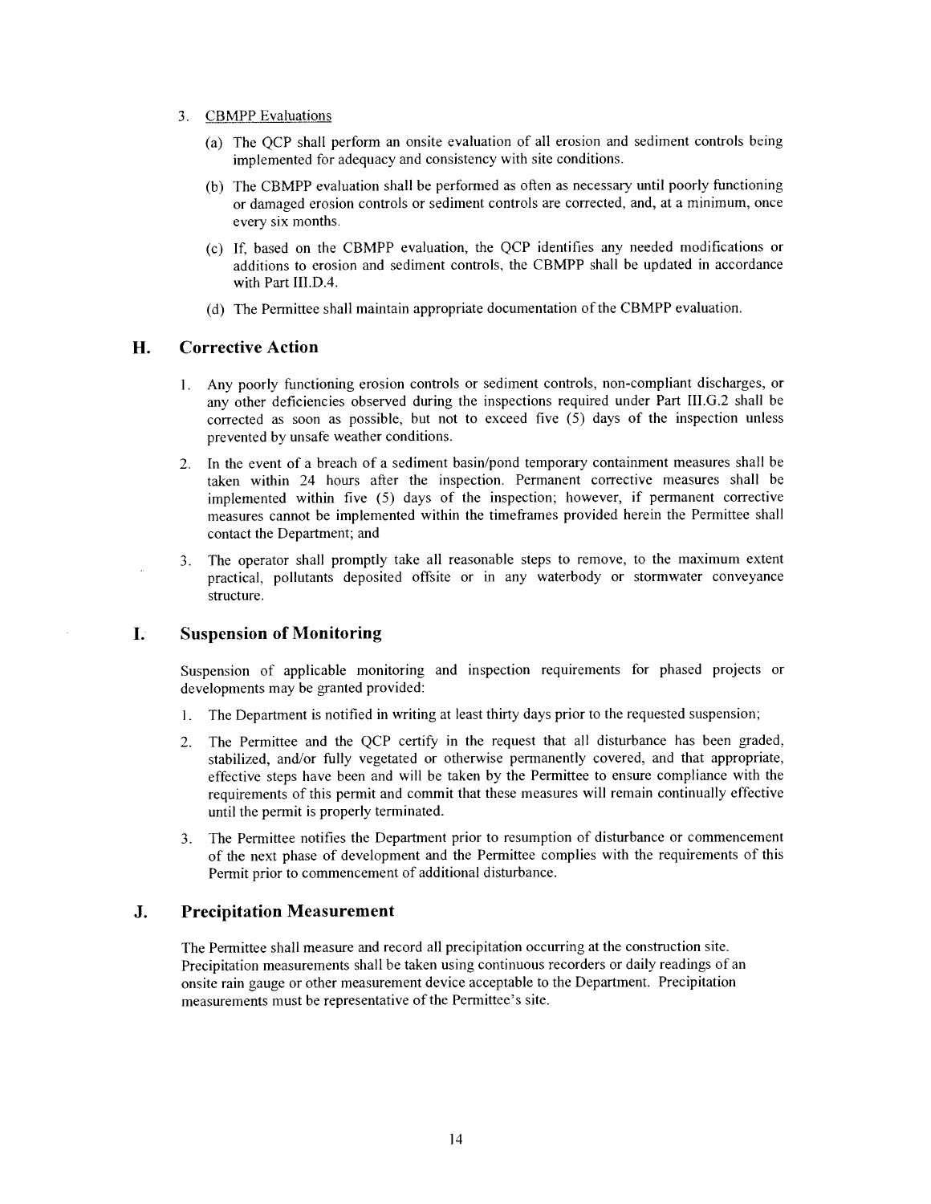3. CBMPP Evaluations

   (a) The QCP shall perform an onsite evaluation of all erosion and sediment controls being implemented for adequacy and consistency with site conditions.

   (b) The CBMPP evaluation shall be performed as often as necessary until poorly functioning or damaged erosion controls or sediment controls are corrected, and, at a minimum, once every six months.

   (c) If, based on the CBMPP evaluation, the QCP identifies any needed modifications or additions to erosion and sediment controls, the CBMPP shall be updated in accordance with Part III.D.4.

   (d) The Permittee shall maintain appropriate documentation of the CBMPP evaluation.

## H. Corrective Action

1. Any poorly functioning erosion controls or sediment controls, non-compliant discharges, or any other deficiencies observed during the inspections required under Part III.G.2 shall be corrected as soon as possible, but not to exceed five (5) days of the inspection unless prevented by unsafe weather conditions.

2. In the event of a breach of a sediment basin/pond temporary containment measures shall be taken within 24 hours after the inspection. Permanent corrective measures shall be implemented within five (5) days of the inspection; however, if permanent corrective measures cannot be implemented within the timeframes provided herein the Permittee shall contact the Department; and

3. The operator shall promptly take all reasonable steps to remove, to the maximum extent practical, pollutants deposited offsite or in any waterbody or stormwater conveyance structure.

## I. Suspension of Monitoring

Suspension of applicable monitoring and inspection requirements for phased projects or developments may be granted provided:

1. The Department is notified in writing at least thirty days prior to the requested suspension;

2. The Permittee and the QCP certify in the request that all disturbance has been graded, stabilized, and/or fully vegetated or otherwise permanently covered, and that appropriate, effective steps have been and will be taken by the Permittee to ensure compliance with the requirements of this permit and commit that these measures will remain continually effective until the permit is properly terminated.

3. The Permittee notifies the Department prior to resumption of disturbance or commencement of the next phase of development and the Permittee complies with the requirements of this Permit prior to commencement of additional disturbance.

## J. Precipitation Measurement

The Permittee shall measure and record all precipitation occurring at the construction site. Precipitation measurements shall be taken using continuous recorders or daily readings of an onsite rain gauge or other measurement device acceptable to the Department. Precipitation measurements must be representative of the Permittee's site.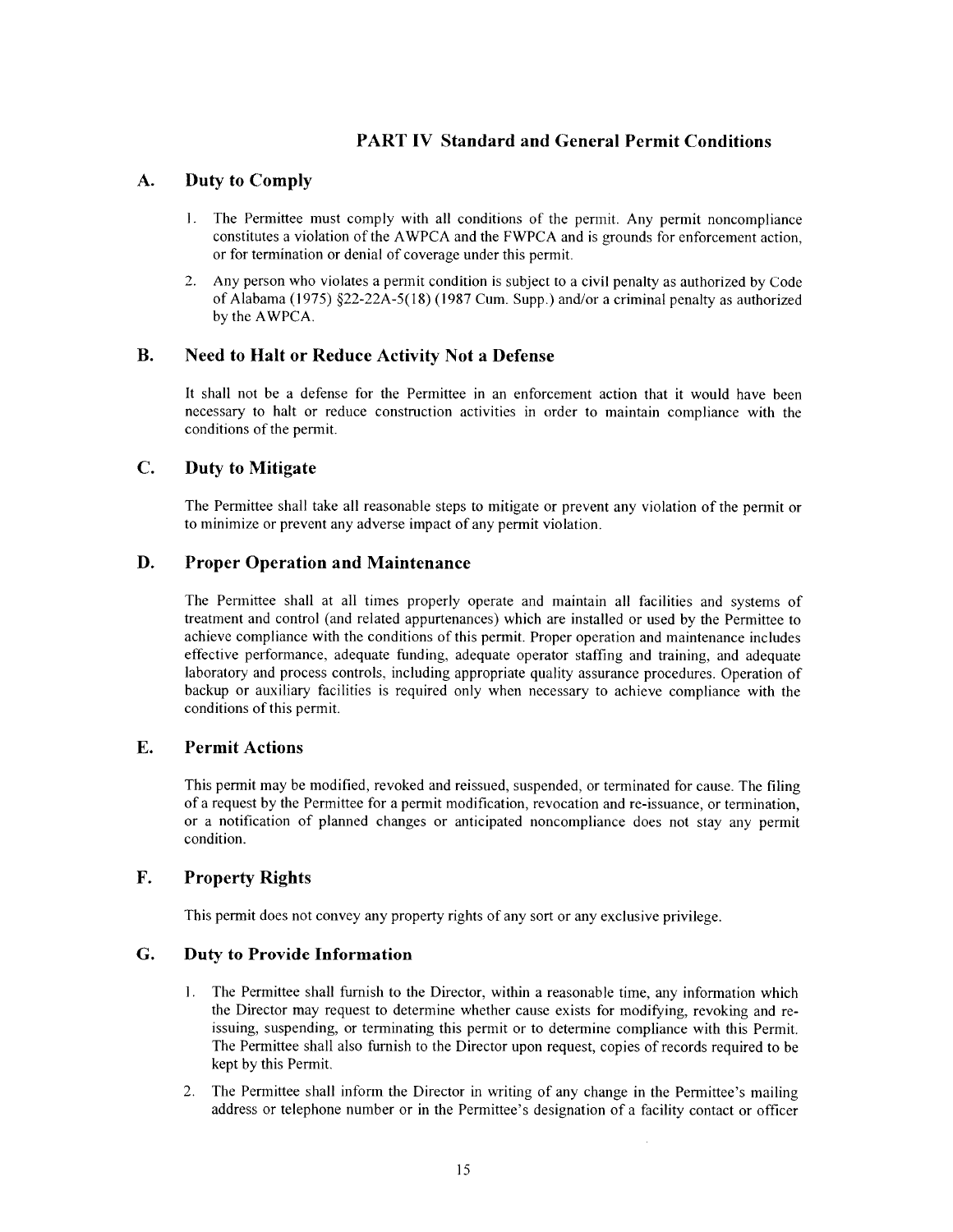# PART IV Standard and General Permit Conditions

## A. Duty to Comply

1. The Permittee must comply with all conditions of the permit. Any permit noncompliance constitutes a violation of the AWPCA and the FWPCA and is grounds for enforcement action, or for termination or denial of coverage under this permit.
2. Any person who violates a permit condition is subject to a civil penalty as authorized by Code of Alabama (1975) §22-22A-5(18) (1987 Cum. Supp.) and/or a criminal penalty as authorized by the AWPCA.

## B. Need to Halt or Reduce Activity Not a Defense

It shall not be a defense for the Permittee in an enforcement action that it would have been necessary to halt or reduce construction activities in order to maintain compliance with the conditions of the permit.

## C. Duty to Mitigate

The Permittee shall take all reasonable steps to mitigate or prevent any violation of the permit or to minimize or prevent any adverse impact of any permit violation.

## D. Proper Operation and Maintenance

The Permittee shall at all times properly operate and maintain all facilities and systems of treatment and control (and related appurtenances) which are installed or used by the Permittee to achieve compliance with the conditions of this permit. Proper operation and maintenance includes effective performance, adequate funding, adequate operator staffing and training, and adequate laboratory and process controls, including appropriate quality assurance procedures. Operation of backup or auxiliary facilities is required only when necessary to achieve compliance with the conditions of this permit.

## E. Permit Actions

This permit may be modified, revoked and reissued, suspended, or terminated for cause. The filing of a request by the Permittee for a permit modification, revocation and re-issuance, or termination, or a notification of planned changes or anticipated noncompliance does not stay any permit condition.

## F. Property Rights

This permit does not convey any property rights of any sort or any exclusive privilege.

## G. Duty to Provide Information

1. The Permittee shall furnish to the Director, within a reasonable time, any information which the Director may request to determine whether cause exists for modifying, revoking and re-issuing, suspending, or terminating this permit or to determine compliance with this Permit. The Permittee shall also furnish to the Director upon request, copies of records required to be kept by this Permit.
2. The Permittee shall inform the Director in writing of any change in the Permittee's mailing address or telephone number or in the Permittee's designation of a facility contact or officer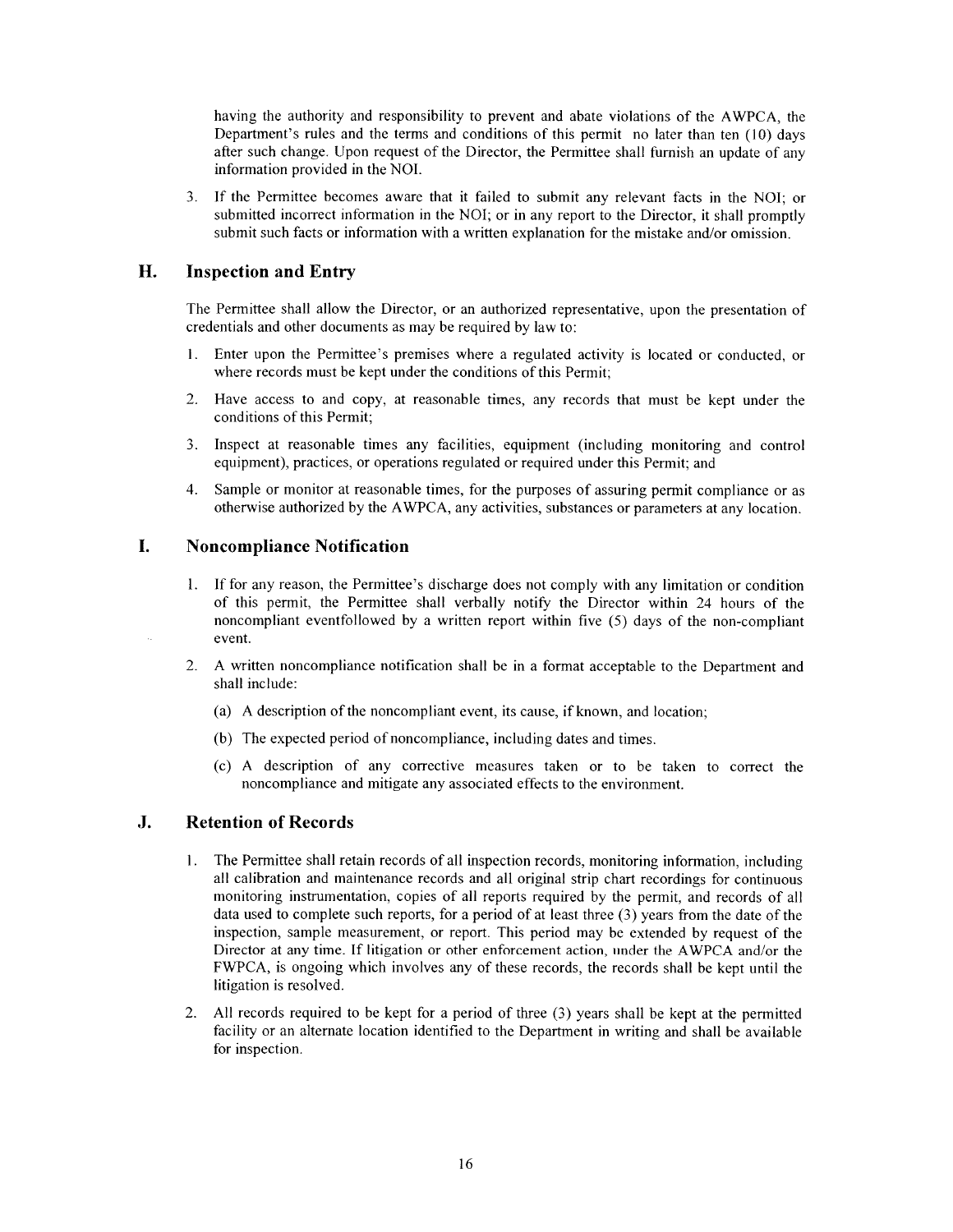having the authority and responsibility to prevent and abate violations of the AWPCA, the Department's rules and the terms and conditions of this permit no later than ten (10) days after such change. Upon request of the Director, the Permittee shall furnish an update of any information provided in the NOI.

3. If the Permittee becomes aware that it failed to submit any relevant facts in the NOI; or submitted incorrect information in the NOI; or in any report to the Director, it shall promptly submit such facts or information with a written explanation for the mistake and/or omission.

## H. Inspection and Entry

The Permittee shall allow the Director, or an authorized representative, upon the presentation of credentials and other documents as may be required by law to:

1. Enter upon the Permittee's premises where a regulated activity is located or conducted, or where records must be kept under the conditions of this Permit;
2. Have access to and copy, at reasonable times, any records that must be kept under the conditions of this Permit;
3. Inspect at reasonable times any facilities, equipment (including monitoring and control equipment), practices, or operations regulated or required under this Permit; and
4. Sample or monitor at reasonable times, for the purposes of assuring permit compliance or as otherwise authorized by the AWPCA, any activities, substances or parameters at any location.

## I. Noncompliance Notification

1. If for any reason, the Permittee's discharge does not comply with any limitation or condition of this permit, the Permittee shall verbally notify the Director within 24 hours of the noncompliant eventfollowed by a written report within five (5) days of the non-compliant event.
2. A written noncompliance notification shall be in a format acceptable to the Department and shall include:
   (a) A description of the noncompliant event, its cause, if known, and location;
   (b) The expected period of noncompliance, including dates and times.
   (c) A description of any corrective measures taken or to be taken to correct the noncompliance and mitigate any associated effects to the environment.

## J. Retention of Records

1. The Permittee shall retain records of all inspection records, monitoring information, including all calibration and maintenance records and all original strip chart recordings for continuous monitoring instrumentation, copies of all reports required by the permit, and records of all data used to complete such reports, for a period of at least three (3) years from the date of the inspection, sample measurement, or report. This period may be extended by request of the Director at any time. If litigation or other enforcement action, under the AWPCA and/or the FWPCA, is ongoing which involves any of these records, the records shall be kept until the litigation is resolved.
2. All records required to be kept for a period of three (3) years shall be kept at the permitted facility or an alternate location identified to the Department in writing and shall be available for inspection.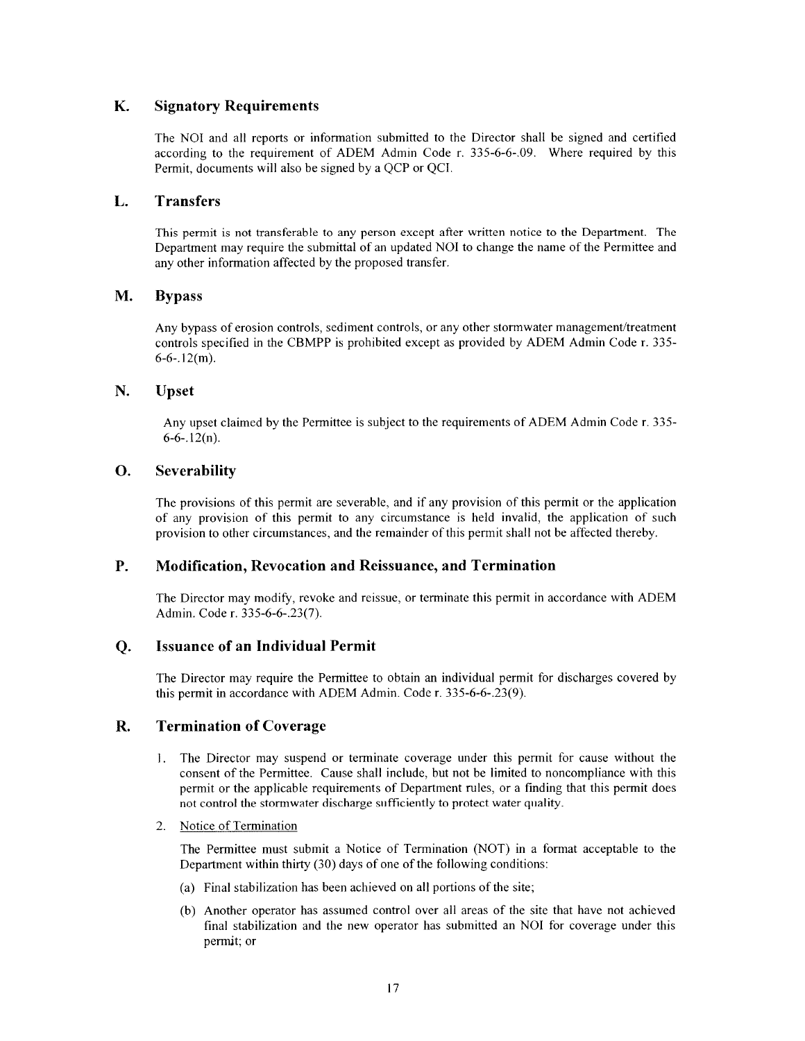## K. Signatory Requirements

The NOI and all reports or information submitted to the Director shall be signed and certified according to the requirement of ADEM Admin Code r. 335-6-6-.09. Where required by this Permit, documents will also be signed by a QCP or QCI.

## L. Transfers

This permit is not transferable to any person except after written notice to the Department. The Department may require the submittal of an updated NOI to change the name of the Permittee and any other information affected by the proposed transfer.

## M. Bypass

Any bypass of erosion controls, sediment controls, or any other stormwater management/treatment controls specified in the CBMPP is prohibited except as provided by ADEM Admin Code r. 335-6-6-.12(m).

## N. Upset

Any upset claimed by the Permittee is subject to the requirements of ADEM Admin Code r. 335-6-6-.12(n).

## O. Severability

The provisions of this permit are severable, and if any provision of this permit or the application of any provision of this permit to any circumstance is held invalid, the application of such provision to other circumstances, and the remainder of this permit shall not be affected thereby.

## P. Modification, Revocation and Reissuance, and Termination

The Director may modify, revoke and reissue, or terminate this permit in accordance with ADEM Admin. Code r. 335-6-6-.23(7).

## Q. Issuance of an Individual Permit

The Director may require the Permittee to obtain an individual permit for discharges covered by this permit in accordance with ADEM Admin. Code r. 335-6-6-.23(9).

## R. Termination of Coverage

1. The Director may suspend or terminate coverage under this permit for cause without the consent of the Permittee. Cause shall include, but not be limited to noncompliance with this permit or the applicable requirements of Department rules, or a finding that this permit does not control the stormwater discharge sufficiently to protect water quality.

2. Notice of Termination

   The Permittee must submit a Notice of Termination (NOT) in a format acceptable to the Department within thirty (30) days of one of the following conditions:

   (a) Final stabilization has been achieved on all portions of the site;

   (b) Another operator has assumed control over all areas of the site that have not achieved final stabilization and the new operator has submitted an NOI for coverage under this permit; or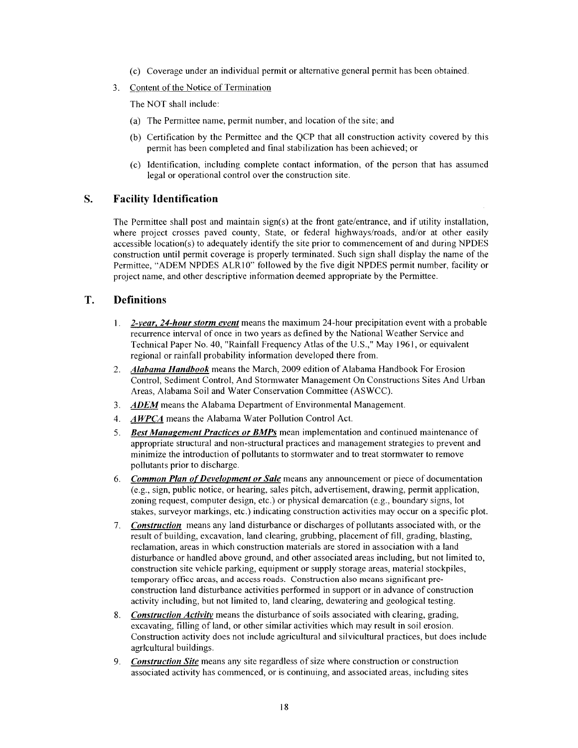(c) Coverage under an individual permit or alternative general permit has been obtained.

3. Content of the Notice of Termination

   The NOT shall include:

   (a) The Permittee name, permit number, and location of the site; and

   (b) Certification by the Permittee and the QCP that all construction activity covered by this permit has been completed and final stabilization has been achieved; or

   (c) Identification, including complete contact information, of the person that has assumed legal or operational control over the construction site.

## S. Facility Identification

The Permittee shall post and maintain sign(s) at the front gate/entrance, and if utility installation, where project crosses paved county, State, or federal highways/roads, and/or at other easily accessible location(s) to adequately identify the site prior to commencement of and during NPDES construction until permit coverage is properly terminated. Such sign shall display the name of the Permittee, "ADEM NPDES ALR10" followed by the five digit NPDES permit number, facility or project name, and other descriptive information deemed appropriate by the Permittee.

## T. Definitions

1. ***2-year, 24-hour storm event*** means the maximum 24-hour precipitation event with a probable recurrence interval of once in two years as defined by the National Weather Service and Technical Paper No. 40, "Rainfall Frequency Atlas of the U.S.," May 1961, or equivalent regional or rainfall probability information developed there from.
2. ***Alabama Handbook*** means the March, 2009 edition of Alabama Handbook For Erosion Control, Sediment Control, And Stormwater Management On Constructions Sites And Urban Areas, Alabama Soil and Water Conservation Committee (ASWCC).
3. ***ADEM*** means the Alabama Department of Environmental Management.
4. ***AWPCA*** means the Alabama Water Pollution Control Act.
5. ***Best Management Practices or BMPs*** mean implementation and continued maintenance of appropriate structural and non-structural practices and management strategies to prevent and minimize the introduction of pollutants to stormwater and to treat stormwater to remove pollutants prior to discharge.
6. ***Common Plan of Development or Sale*** means any announcement or piece of documentation (e.g., sign, public notice, or hearing, sales pitch, advertisement, drawing, permit application, zoning request, computer design, etc.) or physical demarcation (e.g., boundary signs, lot stakes, surveyor markings, etc.) indicating construction activities may occur on a specific plot.
7. ***Construction*** means any land disturbance or discharges of pollutants associated with, or the result of building, excavation, land clearing, grubbing, placement of fill, grading, blasting, reclamation, areas in which construction materials are stored in association with a land disturbance or handled above ground, and other associated areas including, but not limited to, construction site vehicle parking, equipment or supply storage areas, material stockpiles, temporary office areas, and access roads. Construction also means significant pre-construction land disturbance activities performed in support or in advance of construction activity including, but not limited to, land clearing, dewatering and geological testing.
8. ***Construction Activity*** means the disturbance of soils associated with clearing, grading, excavating, filling of land, or other similar activities which may result in soil erosion. Construction activity does not include agricultural and silvicultural practices, but does include agrIcultural buildings.
9. ***Construction Site*** means any site regardless of size where construction or construction associated activity has commenced, or is continuing, and associated areas, including sites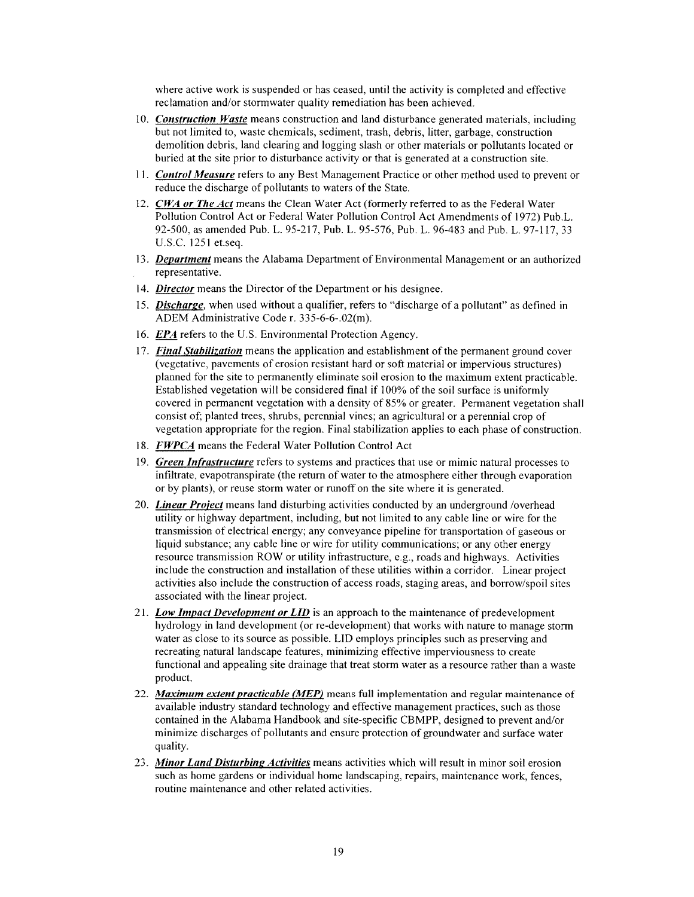where active work is suspended or has ceased, until the activity is completed and effective reclamation and/or stormwater quality remediation has been achieved.

10. ***Construction Waste*** means construction and land disturbance generated materials, including but not limited to, waste chemicals, sediment, trash, debris, litter, garbage, construction demolition debris, land clearing and logging slash or other materials or pollutants located or buried at the site prior to disturbance activity or that is generated at a construction site.
11. ***Control Measure*** refers to any Best Management Practice or other method used to prevent or reduce the discharge of pollutants to waters of the State.
12. ***CWA or The Act*** means the Clean Water Act (formerly referred to as the Federal Water Pollution Control Act or Federal Water Pollution Control Act Amendments of 1972) Pub.L. 92-500, as amended Pub. L. 95-217, Pub. L. 95-576, Pub. L. 96-483 and Pub. L. 97-117, 33 U.S.C. 1251 et.seq.
13. ***Department*** means the Alabama Department of Environmental Management or an authorized representative.
14. ***Director*** means the Director of the Department or his designee.
15. ***Discharge***, when used without a qualifier, refers to "discharge of a pollutant" as defined in ADEM Administrative Code r. 335-6-6-.02(m).
16. ***EPA*** refers to the U.S. Environmental Protection Agency.
17. ***Final Stabilization*** means the application and establishment of the permanent ground cover (vegetative, pavements of erosion resistant hard or soft material or impervious structures) planned for the site to permanently eliminate soil erosion to the maximum extent practicable. Established vegetation will be considered final if 100% of the soil surface is uniformly covered in permanent vegetation with a density of 85% or greater. Permanent vegetation shall consist of; planted trees, shrubs, perennial vines; an agricultural or a perennial crop of vegetation appropriate for the region. Final stabilization applies to each phase of construction.
18. ***FWPCA*** means the Federal Water Pollution Control Act
19. ***Green Infrastructure*** refers to systems and practices that use or mimic natural processes to infiltrate, evapotranspirate (the return of water to the atmosphere either through evaporation or by plants), or reuse storm water or runoff on the site where it is generated.
20. ***Linear Project*** means land disturbing activities conducted by an underground /overhead utility or highway department, including, but not limited to any cable line or wire for the transmission of electrical energy; any conveyance pipeline for transportation of gaseous or liquid substance; any cable line or wire for utility communications; or any other energy resource transmission ROW or utility infrastructure, e.g., roads and highways. Activities include the construction and installation of these utilities within a corridor. Linear project activities also include the construction of access roads, staging areas, and borrow/spoil sites associated with the linear project.
21. ***Low Impact Development or LID*** is an approach to the maintenance of predevelopment hydrology in land development (or re-development) that works with nature to manage storm water as close to its source as possible. LID employs principles such as preserving and recreating natural landscape features, minimizing effective imperviousness to create functional and appealing site drainage that treat storm water as a resource rather than a waste product.
22. ***Maximum extent practicable (MEP)*** means full implementation and regular maintenance of available industry standard technology and effective management practices, such as those contained in the Alabama Handbook and site-specific CBMPP, designed to prevent and/or minimize discharges of pollutants and ensure protection of groundwater and surface water quality.
23. ***Minor Land Disturbing Activities*** means activities which will result in minor soil erosion such as home gardens or individual home landscaping, repairs, maintenance work, fences, routine maintenance and other related activities.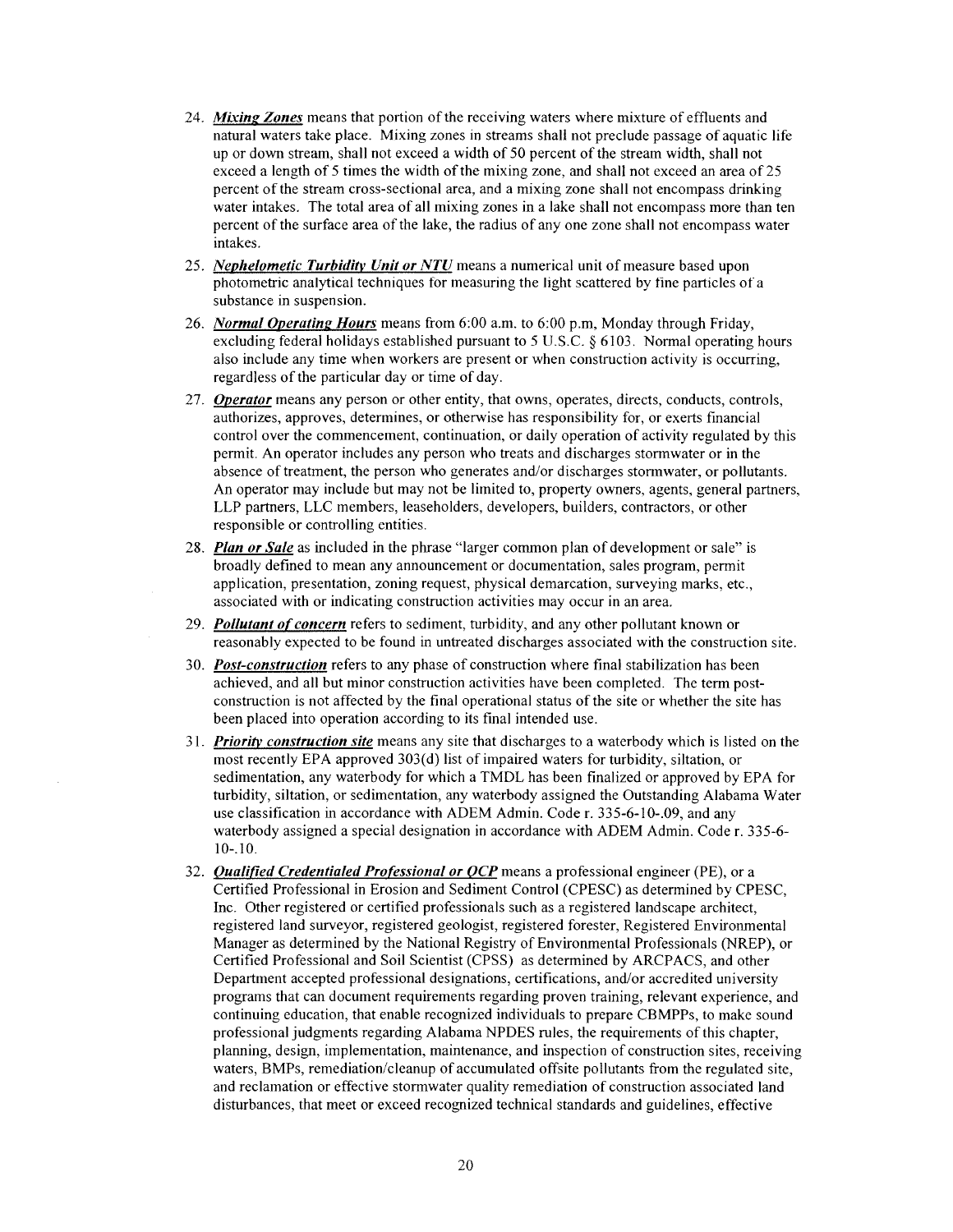24. ***Mixing Zones*** means that portion of the receiving waters where mixture of effluents and natural waters take place. Mixing zones in streams shall not preclude passage of aquatic life up or down stream, shall not exceed a width of 50 percent of the stream width, shall not exceed a length of 5 times the width of the mixing zone, and shall not exceed an area of 25 percent of the stream cross-sectional area, and a mixing zone shall not encompass drinking water intakes. The total area of all mixing zones in a lake shall not encompass more than ten percent of the surface area of the lake, the radius of any one zone shall not encompass water intakes.

25. ***Nephelometic Turbidity Unit or NTU*** means a numerical unit of measure based upon photometric analytical techniques for measuring the light scattered by fine particles of a substance in suspension.

26. ***Normal Operating Hours*** means from 6:00 a.m. to 6:00 p.m, Monday through Friday, excluding federal holidays established pursuant to 5 U.S.C. § 6103. Normal operating hours also include any time when workers are present or when construction activity is occurring, regardless of the particular day or time of day.

27. ***Operator*** means any person or other entity, that owns, operates, directs, conducts, controls, authorizes, approves, determines, or otherwise has responsibility for, or exerts financial control over the commencement, continuation, or daily operation of activity regulated by this permit. An operator includes any person who treats and discharges stormwater or in the absence of treatment, the person who generates and/or discharges stormwater, or pollutants. An operator may include but may not be limited to, property owners, agents, general partners, LLP partners, LLC members, leaseholders, developers, builders, contractors, or other responsible or controlling entities.

28. ***Plan or Sale*** as included in the phrase "larger common plan of development or sale" is broadly defined to mean any announcement or documentation, sales program, permit application, presentation, zoning request, physical demarcation, surveying marks, etc., associated with or indicating construction activities may occur in an area.

29. ***Pollutant of concern*** refers to sediment, turbidity, and any other pollutant known or reasonably expected to be found in untreated discharges associated with the construction site.

30. ***Post-construction*** refers to any phase of construction where final stabilization has been achieved, and all but minor construction activities have been completed. The term post-construction is not affected by the final operational status of the site or whether the site has been placed into operation according to its final intended use.

31. ***Priority construction site*** means any site that discharges to a waterbody which is listed on the most recently EPA approved 303(d) list of impaired waters for turbidity, siltation, or sedimentation, any waterbody for which a TMDL has been finalized or approved by EPA for turbidity, siltation, or sedimentation, any waterbody assigned the Outstanding Alabama Water use classification in accordance with ADEM Admin. Code r. 335-6-10-.09, and any waterbody assigned a special designation in accordance with ADEM Admin. Code r. 335-6-10-.10.

32. ***Qualified Credentialed Professional or QCP*** means a professional engineer (PE), or a Certified Professional in Erosion and Sediment Control (CPESC) as determined by CPESC, Inc. Other registered or certified professionals such as a registered landscape architect, registered land surveyor, registered geologist, registered forester, Registered Environmental Manager as determined by the National Registry of Environmental Professionals (NREP), or Certified Professional and Soil Scientist (CPSS) as determined by ARCPACS, and other Department accepted professional designations, certifications, and/or accredited university programs that can document requirements regarding proven training, relevant experience, and continuing education, that enable recognized individuals to prepare CBMPPs, to make sound professional judgments regarding Alabama NPDES rules, the requirements of this chapter, planning, design, implementation, maintenance, and inspection of construction sites, receiving waters, BMPs, remediation/cleanup of accumulated offsite pollutants from the regulated site, and reclamation or effective stormwater quality remediation of construction associated land disturbances, that meet or exceed recognized technical standards and guidelines, effective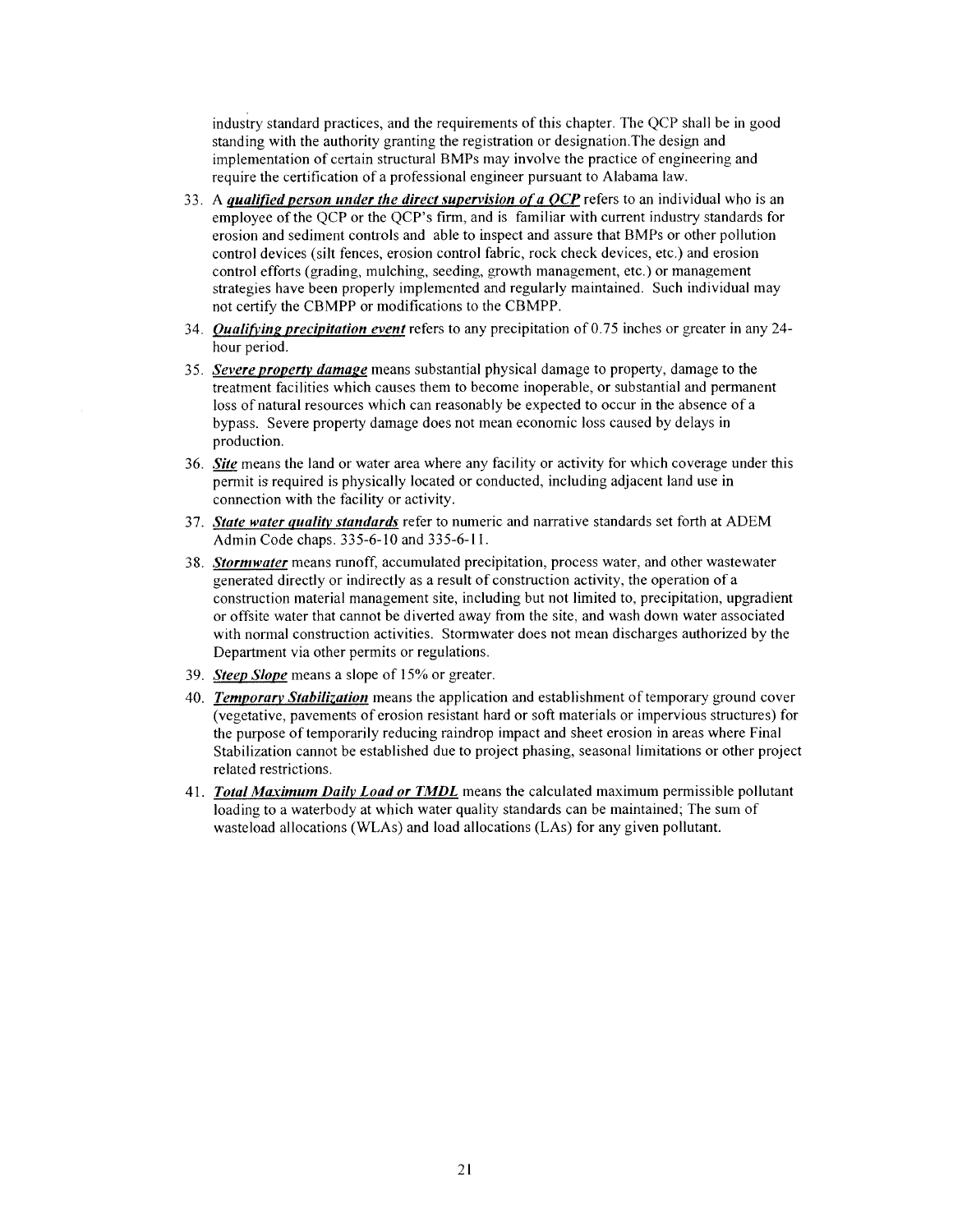industry standard practices, and the requirements of this chapter. The QCP shall be in good standing with the authority granting the registration or designation.The design and implementation of certain structural BMPs may involve the practice of engineering and require the certification of a professional engineer pursuant to Alabama law.

33. A ***qualified person under the direct supervision of a QCP*** refers to an individual who is an employee of the QCP or the QCP's firm, and is familiar with current industry standards for erosion and sediment controls and able to inspect and assure that BMPs or other pollution control devices (silt fences, erosion control fabric, rock check devices, etc.) and erosion control efforts (grading, mulching, seeding, growth management, etc.) or management strategies have been properly implemented and regularly maintained. Such individual may not certify the CBMPP or modifications to the CBMPP.

34. ***Qualifying precipitation event*** refers to any precipitation of 0.75 inches or greater in any 24-hour period.

35. ***Severe property damage*** means substantial physical damage to property, damage to the treatment facilities which causes them to become inoperable, or substantial and permanent loss of natural resources which can reasonably be expected to occur in the absence of a bypass. Severe property damage does not mean economic loss caused by delays in production.

36. ***Site*** means the land or water area where any facility or activity for which coverage under this permit is required is physically located or conducted, including adjacent land use in connection with the facility or activity.

37. ***State water quality standards*** refer to numeric and narrative standards set forth at ADEM Admin Code chaps. 335-6-10 and 335-6-11.

38. ***Stormwater*** means runoff, accumulated precipitation, process water, and other wastewater generated directly or indirectly as a result of construction activity, the operation of a construction material management site, including but not limited to, precipitation, upgradient or offsite water that cannot be diverted away from the site, and wash down water associated with normal construction activities. Stormwater does not mean discharges authorized by the Department via other permits or regulations.

39. ***Steep Slope*** means a slope of 15% or greater.

40. ***Temporary Stabilization*** means the application and establishment of temporary ground cover (vegetative, pavements of erosion resistant hard or soft materials or impervious structures) for the purpose of temporarily reducing raindrop impact and sheet erosion in areas where Final Stabilization cannot be established due to project phasing, seasonal limitations or other project related restrictions.

41. ***Total Maximum Daily Load or TMDL*** means the calculated maximum permissible pollutant loading to a waterbody at which water quality standards can be maintained; The sum of wasteload allocations (WLAs) and load allocations (LAs) for any given pollutant.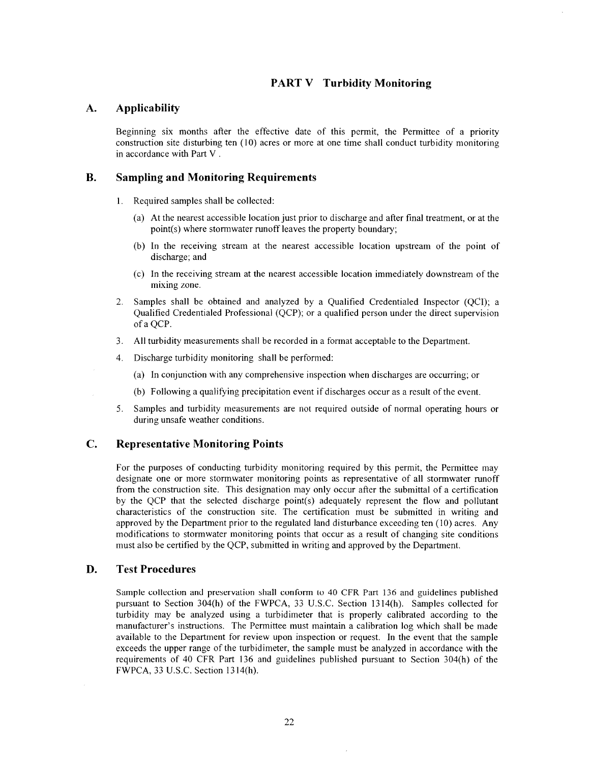# PART V Turbidity Monitoring

## A. Applicability

Beginning six months after the effective date of this permit, the Permittee of a priority construction site disturbing ten (10) acres or more at one time shall conduct turbidity monitoring in accordance with Part V .

## B. Sampling and Monitoring Requirements

1. Required samples shall be collected:
   (a) At the nearest accessible location just prior to discharge and after final treatment, or at the point(s) where stormwater runoff leaves the property boundary;
   (b) In the receiving stream at the nearest accessible location upstream of the point of discharge; and
   (c) In the receiving stream at the nearest accessible location immediately downstream of the mixing zone.
2. Samples shall be obtained and analyzed by a Qualified Credentialed Inspector (QCI); a Qualified Credentialed Professional (QCP); or a qualified person under the direct supervision of a QCP.
3. All turbidity measurements shall be recorded in a format acceptable to the Department.
4. Discharge turbidity monitoring shall be performed:
   (a) In conjunction with any comprehensive inspection when discharges are occurring; or
   (b) Following a qualifying precipitation event if discharges occur as a result of the event.
5. Samples and turbidity measurements are not required outside of normal operating hours or during unsafe weather conditions.

## C. Representative Monitoring Points

For the purposes of conducting turbidity monitoring required by this permit, the Permittee may designate one or more stormwater monitoring points as representative of all stormwater runoff from the construction site. This designation may only occur after the submittal of a certification by the QCP that the selected discharge point(s) adequately represent the flow and pollutant characteristics of the construction site. The certification must be submitted in writing and approved by the Department prior to the regulated land disturbance exceeding ten (10) acres. Any modifications to stormwater monitoring points that occur as a result of changing site conditions must also be certified by the QCP, submitted in writing and approved by the Department.

## D. Test Procedures

Sample collection and preservation shall conform to 40 CFR Part 136 and guidelines published pursuant to Section 304(h) of the FWPCA, 33 U.S.C. Section 1314(h). Samples collected for turbidity may be analyzed using a turbidimeter that is properly calibrated according to the manufacturer's instructions. The Permittee must maintain a calibration log which shall be made available to the Department for review upon inspection or request. In the event that the sample exceeds the upper range of the turbidimeter, the sample must be analyzed in accordance with the requirements of 40 CFR Part 136 and guidelines published pursuant to Section 304(h) of the FWPCA, 33 U.S.C. Section 1314(h).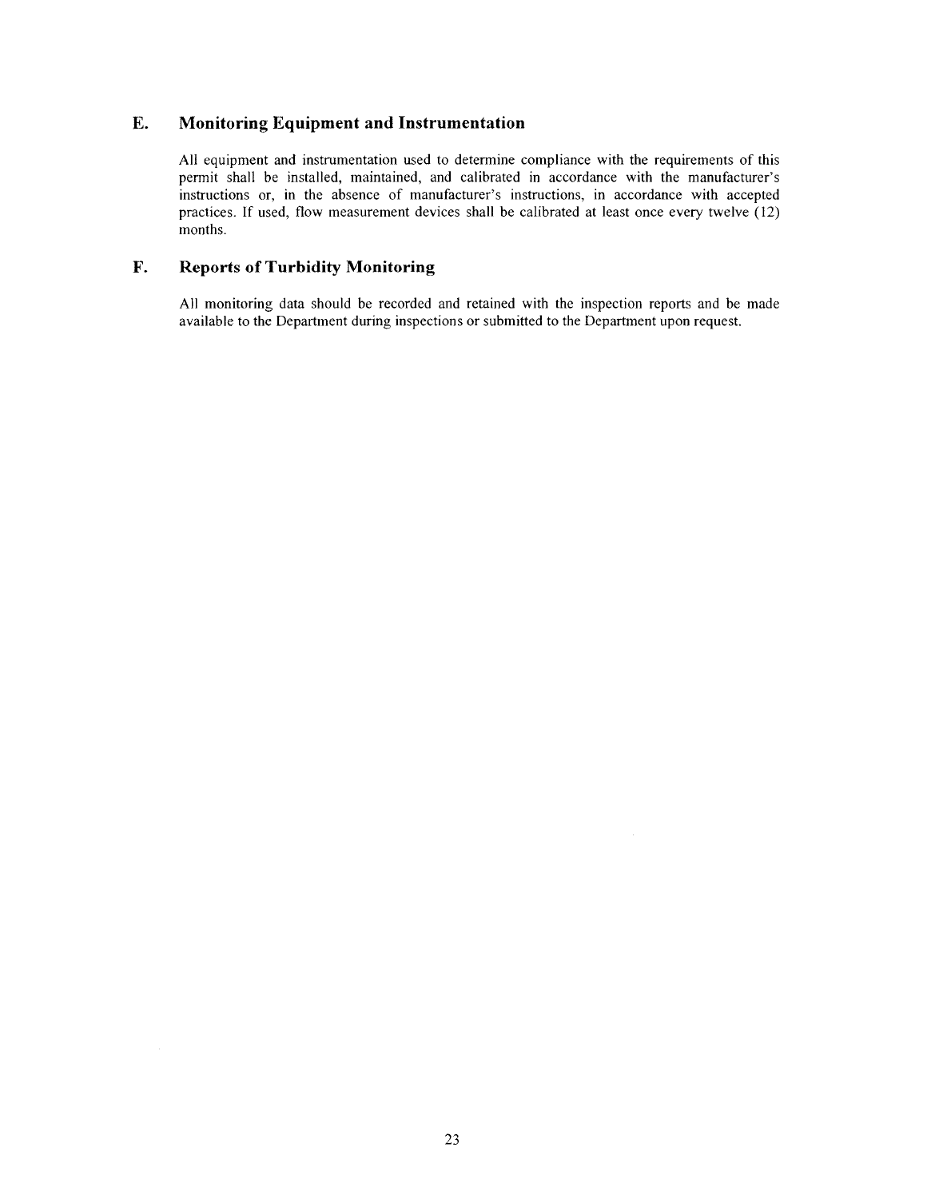## E. Monitoring Equipment and Instrumentation

All equipment and instrumentation used to determine compliance with the requirements of this permit shall be installed, maintained, and calibrated in accordance with the manufacturer's instructions or, in the absence of manufacturer's instructions, in accordance with accepted practices. If used, flow measurement devices shall be calibrated at least once every twelve (12) months.

## F. Reports of Turbidity Monitoring

All monitoring data should be recorded and retained with the inspection reports and be made available to the Department during inspections or submitted to the Department upon request.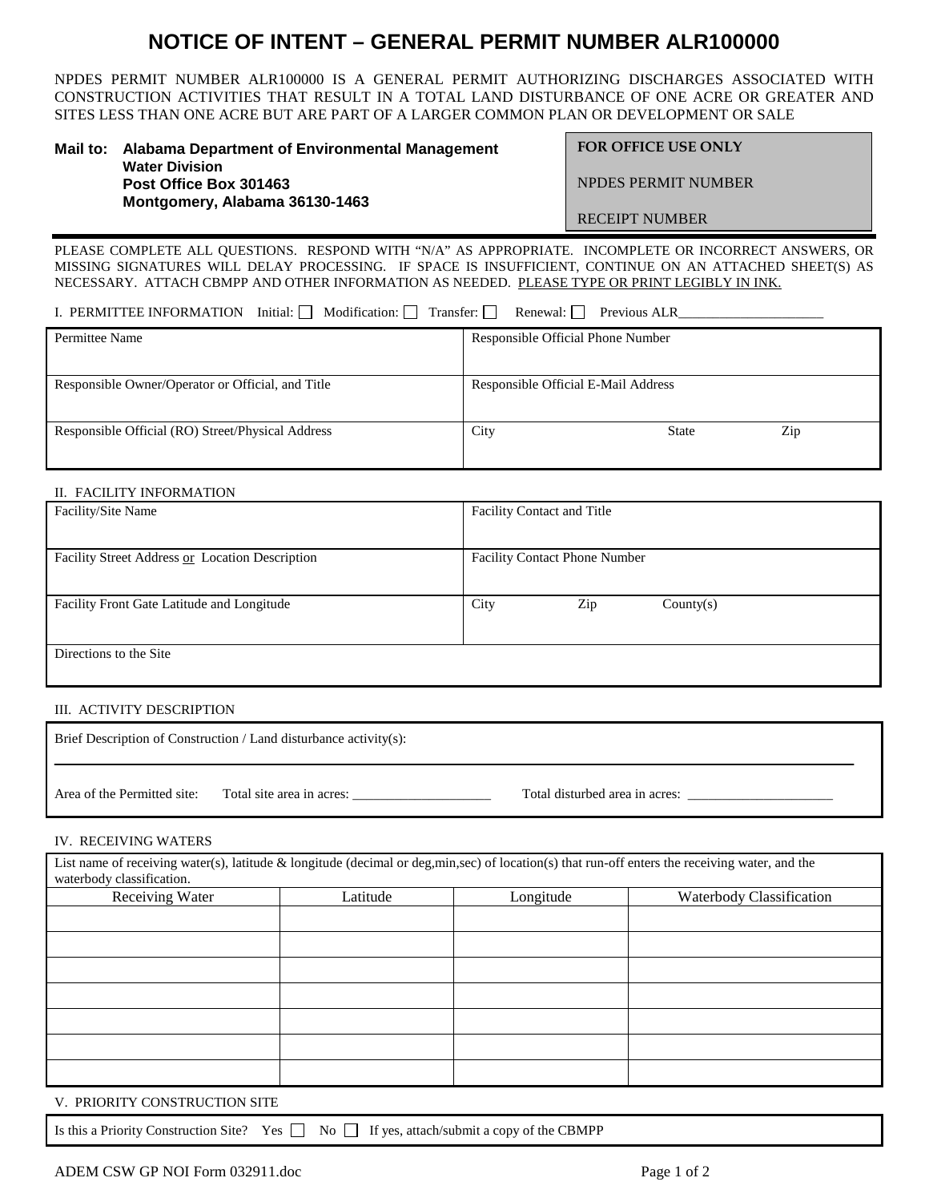# NOTICE OF INTENT – GENERAL PERMIT NUMBER ALR100000

NPDES PERMIT NUMBER ALR100000 IS A GENERAL PERMIT AUTHORIZING DISCHARGES ASSOCIATED WITH CONSTRUCTION ACTIVITIES THAT RESULT IN A TOTAL LAND DISTURBANCE OF ONE ACRE OR GREATER AND SITES LESS THAN ONE ACRE BUT ARE PART OF A LARGER COMMON PLAN OR DEVELOPMENT OR SALE

**Mail to: Alabama Department of Environmental Management**
**Water Division**
**Post Office Box 301463**
**Montgomery, Alabama 36130-1463**

| **FOR OFFICE USE ONLY** |
|---|
| NPDES PERMIT NUMBER |
| RECEIPT NUMBER |

PLEASE COMPLETE ALL QUESTIONS. RESPOND WITH "N/A" AS APPROPRIATE. INCOMPLETE OR INCORRECT ANSWERS, OR MISSING SIGNATURES WILL DELAY PROCESSING. IF SPACE IS INSUFFICIENT, CONTINUE ON AN ATTACHED SHEET(S) AS NECESSARY. ATTACH CBMPP AND OTHER INFORMATION AS NEEDED. PLEASE TYPE OR PRINT LEGIBLY IN INK.

I. PERMITTEE INFORMATION Initial: ☐ Modification: ☐ Transfer: ☐ Renewal: ☐ Previous ALR______________________

| | |
|---|---|
| Permittee Name | Responsible Official Phone Number |
| Responsible Owner/Operator or Official, and Title | Responsible Official E-Mail Address |
| Responsible Official (RO) Street/Physical Address | City State Zip |

II. FACILITY INFORMATION

| | |
|---|---|
| Facility/Site Name | Facility Contact and Title |
| Facility Street Address or Location Description | Facility Contact Phone Number |
| Facility Front Gate Latitude and Longitude | City Zip County(s) |
| Directions to the Site | |

III. ACTIVITY DESCRIPTION

Brief Description of Construction / Land disturbance activity(s):

______________________________________________________________________________

Area of the Permitted site: Total site area in acres: _____________________ Total disturbed area in acres: ______________________

IV. RECEIVING WATERS

List name of receiving water(s), latitude & longitude (decimal or deg,min,sec) of location(s) that run-off enters the receiving water, and the waterbody classification.

| Receiving Water | Latitude | Longitude | Waterbody Classification |
|---|---|---|---|
| | | | |
| | | | |
| | | | |
| | | | |
| | | | |
| | | | |
| | | | |

V. PRIORITY CONSTRUCTION SITE

Is this a Priority Construction Site? Yes ☐ No ☐ If yes, attach/submit a copy of the CBMPP

ADEM CSW GP NOI Form 032911.doc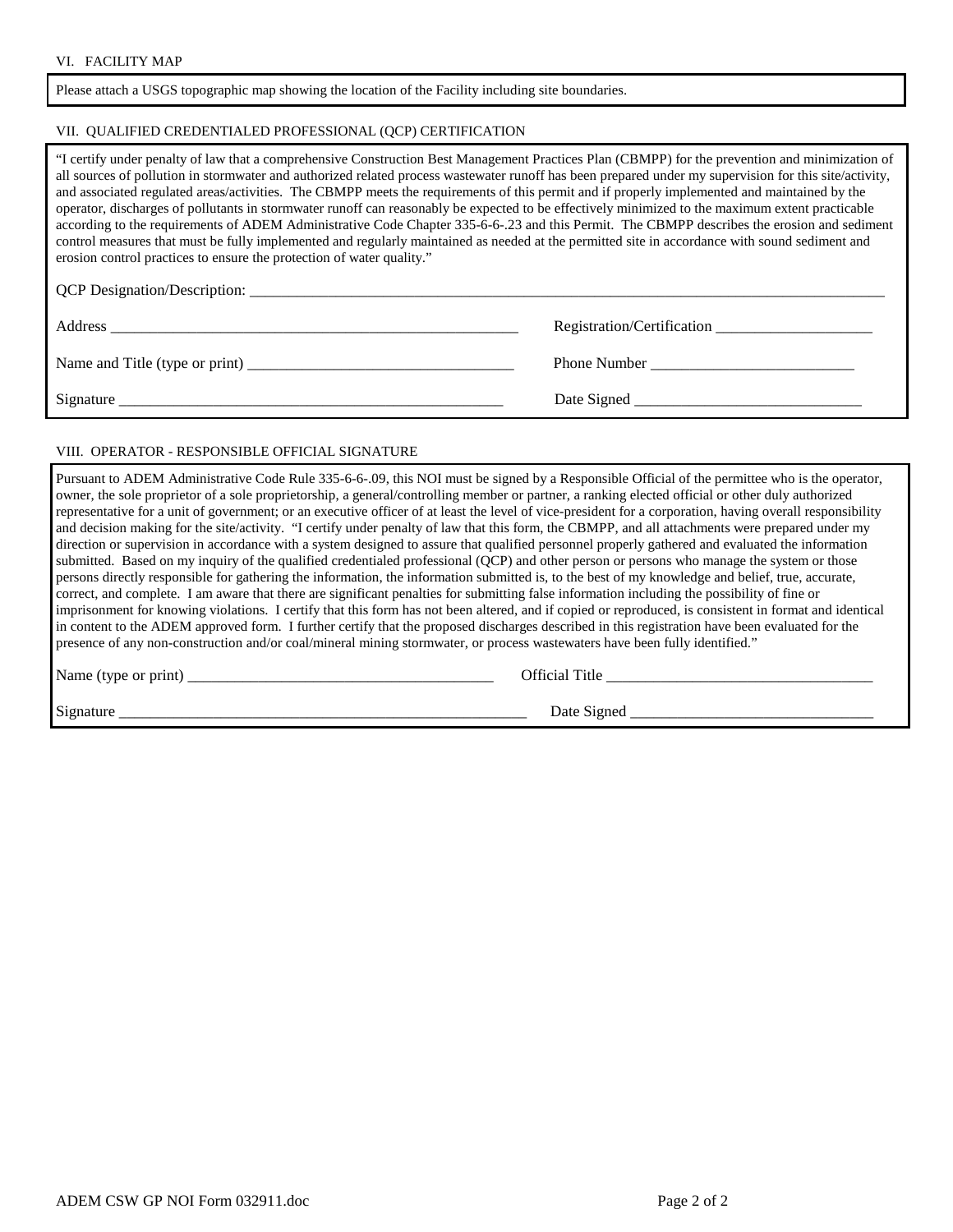## VI. FACILITY MAP

Please attach a USGS topographic map showing the location of the Facility including site boundaries.

## VII. QUALIFIED CREDENTIALED PROFESSIONAL (QCP) CERTIFICATION

"I certify under penalty of law that a comprehensive Construction Best Management Practices Plan (CBMPP) for the prevention and minimization of all sources of pollution in stormwater and authorized related process wastewater runoff has been prepared under my supervision for this site/activity, and associated regulated areas/activities. The CBMPP meets the requirements of this permit and if properly implemented and maintained by the operator, discharges of pollutants in stormwater runoff can reasonably be expected to be effectively minimized to the maximum extent practicable according to the requirements of ADEM Administrative Code Chapter 335-6-6-.23 and this Permit. The CBMPP describes the erosion and sediment control measures that must be fully implemented and regularly maintained as needed at the permitted site in accordance with sound sediment and erosion control practices to ensure the protection of water quality."

QCP Designation/Description: ______________________________________________________________________

Address ______________________________________________ Registration/Certification ____________________

Name and Title (type or print) __________________________________ Phone Number __________________________

Signature _______________________________________________ Date Signed _____________________________

## VIII. OPERATOR - RESPONSIBLE OFFICIAL SIGNATURE

Pursuant to ADEM Administrative Code Rule 335-6-6-.09, this NOI must be signed by a Responsible Official of the permittee who is the operator, owner, the sole proprietor of a sole proprietorship, a general/controlling member or partner, a ranking elected official or other duly authorized representative for a unit of government; or an executive officer of at least the level of vice-president for a corporation, having overall responsibility and decision making for the site/activity. "I certify under penalty of law that this form, the CBMPP, and all attachments were prepared under my direction or supervision in accordance with a system designed to assure that qualified personnel properly gathered and evaluated the information submitted. Based on my inquiry of the qualified credentialed professional (QCP) and other person or persons who manage the system or those persons directly responsible for gathering the information, the information submitted is, to the best of my knowledge and belief, true, accurate, correct, and complete. I am aware that there are significant penalties for submitting false information including the possibility of fine or imprisonment for knowing violations. I certify that this form has not been altered, and if copied or reproduced, is consistent in format and identical in content to the ADEM approved form. I further certify that the proposed discharges described in this registration have been evaluated for the presence of any non-construction and/or coal/mineral mining stormwater, or process wastewaters have been fully identified."

Name (type or print) ________________________________________ Official Title __________________________________

Signature ____________________________________________________ Date Signed _______________________________

ADEM CSW GP NOI Form 032911.doc